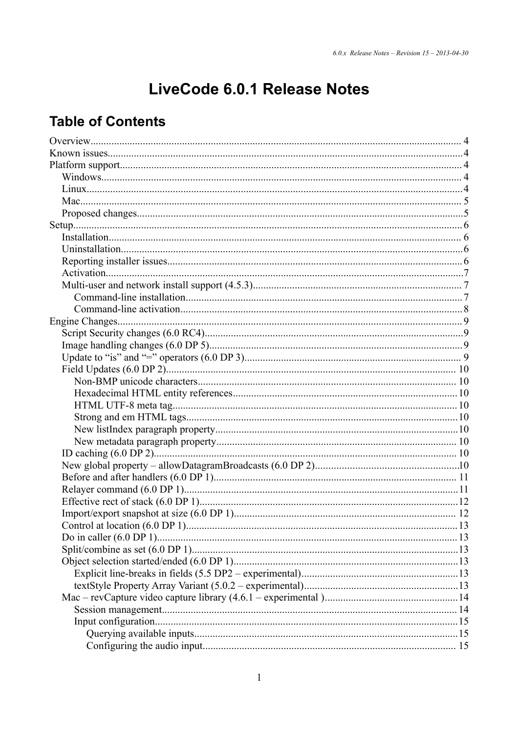# LiveCode 6.0.1 Release Notes

## Table of Contents

- Overview....................................................................................................................... 4
- Known issues.................................................................................................................. 4
- Platform support............................................................................................................ 4
  - Windows.................................................................................................................. 4
  - Linux....................................................................................................................... 4
  - Mac.......................................................................................................................... 5
  - Proposed changes.................................................................................................... 5
- Setup.............................................................................................................................. 6
  - Installation.............................................................................................................. 6
  - Uninstallation......................................................................................................... 6
  - Reporting installer issues....................................................................................... 6
  - Activation................................................................................................................ 7
  - Multi-user and network install support (4.5.3)...................................................... 7
    - Command-line installation.................................................................................. 7
    - Command-line activation.................................................................................... 8
- Engine Changes............................................................................................................. 9
  - Script Security changes (6.0 RC4).......................................................................... 9
  - Image handling changes (6.0 DP 5)........................................................................ 9
  - Update to "is" and "=" operators (6.0 DP 3).......................................................... 9
  - Field Updates (6.0 DP 2)......................................................................................... 10
    - Non-BMP unicode characters.............................................................................. 10
    - Hexadecimal HTML entity references................................................................ 10
    - HTML UTF-8 meta tag........................................................................................ 10
    - Strong and em HTML tags................................................................................... 10
    - New listIndex paragraph property....................................................................... 10
    - New metadata paragraph property...................................................................... 10
  - ID caching (6.0 DP 2).............................................................................................. 10
  - New global property – allowDatagramBroadcasts (6.0 DP 2)................................ 10
  - Before and after handlers (6.0 DP 1)....................................................................... 11
  - Relayer command (6.0 DP 1)................................................................................... 11
  - Effective rect of stack (6.0 DP 1)............................................................................. 12
  - Import/export snapshot at size (6.0 DP 1)............................................................... 12
  - Control at location (6.0 DP 1).................................................................................. 13
  - Do in caller (6.0 DP 1)............................................................................................. 13
  - Split/combine as set (6.0 DP 1)................................................................................ 13
  - Object selection started/ended (6.0 DP 1)................................................................ 13
    - Explicit line-breaks in fields (5.5 DP2 – experimental)...................................... 13
    - textStyle Property Array Variant (5.0.2 – experimental)...................................... 13
  - Mac – revCapture video capture library (4.6.1 – experimental )............................... 14
    - Session management............................................................................................ 14
    - Input configuration............................................................................................... 15
      - Querying available inputs................................................................................. 15
      - Configuring the audio input.............................................................................. 15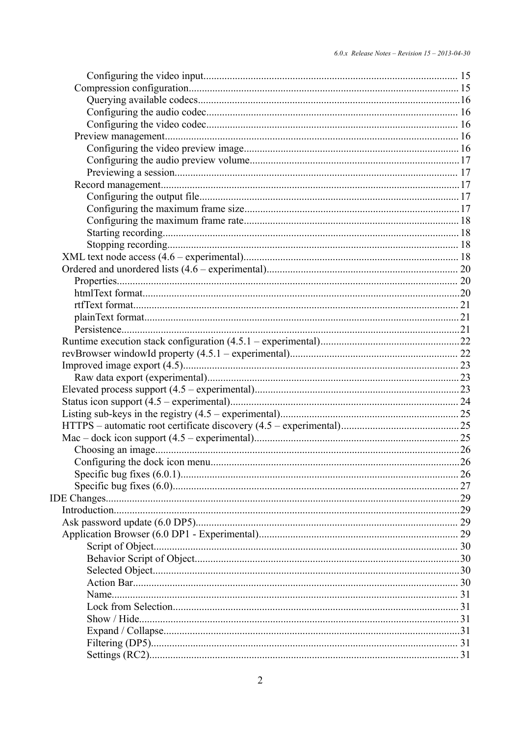- Configuring the video input ... 15
- Compression configuration ... 15
  - Querying available codecs ... 16
  - Configuring the audio codec ... 16
  - Configuring the video codec ... 16
- Preview management ... 16
  - Configuring the video preview image ... 16
  - Configuring the audio preview volume ... 17
  - Previewing a session ... 17
- Record management ... 17
  - Configuring the output file ... 17
  - Configuring the maximum frame size ... 17
  - Configuring the maximum frame rate ... 18
  - Starting recording ... 18
  - Stopping recording ... 18
- XML text node access (4.6 – experimental) ... 18
- Ordered and unordered lists (4.6 – experimental) ... 20
  - Properties ... 20
  - htmlText format ... 20
  - rtfText format ... 21
  - plainText format ... 21
  - Persistence ... 21
- Runtime execution stack configuration (4.5.1 – experimental) ... 22
- revBrowser windowId property (4.5.1 – experimental) ... 22
- Improved image export (4.5) ... 23
  - Raw data export (experimental) ... 23
- Elevated process support (4.5 – experimental) ... 23
- Status icon support (4.5 – experimental) ... 24
- Listing sub-keys in the registry (4.5 – experimental) ... 25
- HTTPS – automatic root certificate discovery (4.5 – experimental) ... 25
- Mac – dock icon support (4.5 – experimental) ... 25
  - Choosing an image ... 26
  - Configuring the dock icon menu ... 26
  - Specific bug fixes (6.0.1) ... 26
  - Specific bug fixes (6.0) ... 27

IDE Changes ... 29
- Introduction ... 29
- Ask password update (6.0 DP5) ... 29
- Application Browser (6.0 DP1 - Experimental) ... 29
  - Script of Object ... 30
  - Behavior Script of Object ... 30
  - Selected Object ... 30
  - Action Bar ... 30
  - Name ... 31
  - Lock from Selection ... 31
  - Show / Hide ... 31
  - Expand / Collapse ... 31
  - Filtering (DP5) ... 31
  - Settings (RC2) ... 31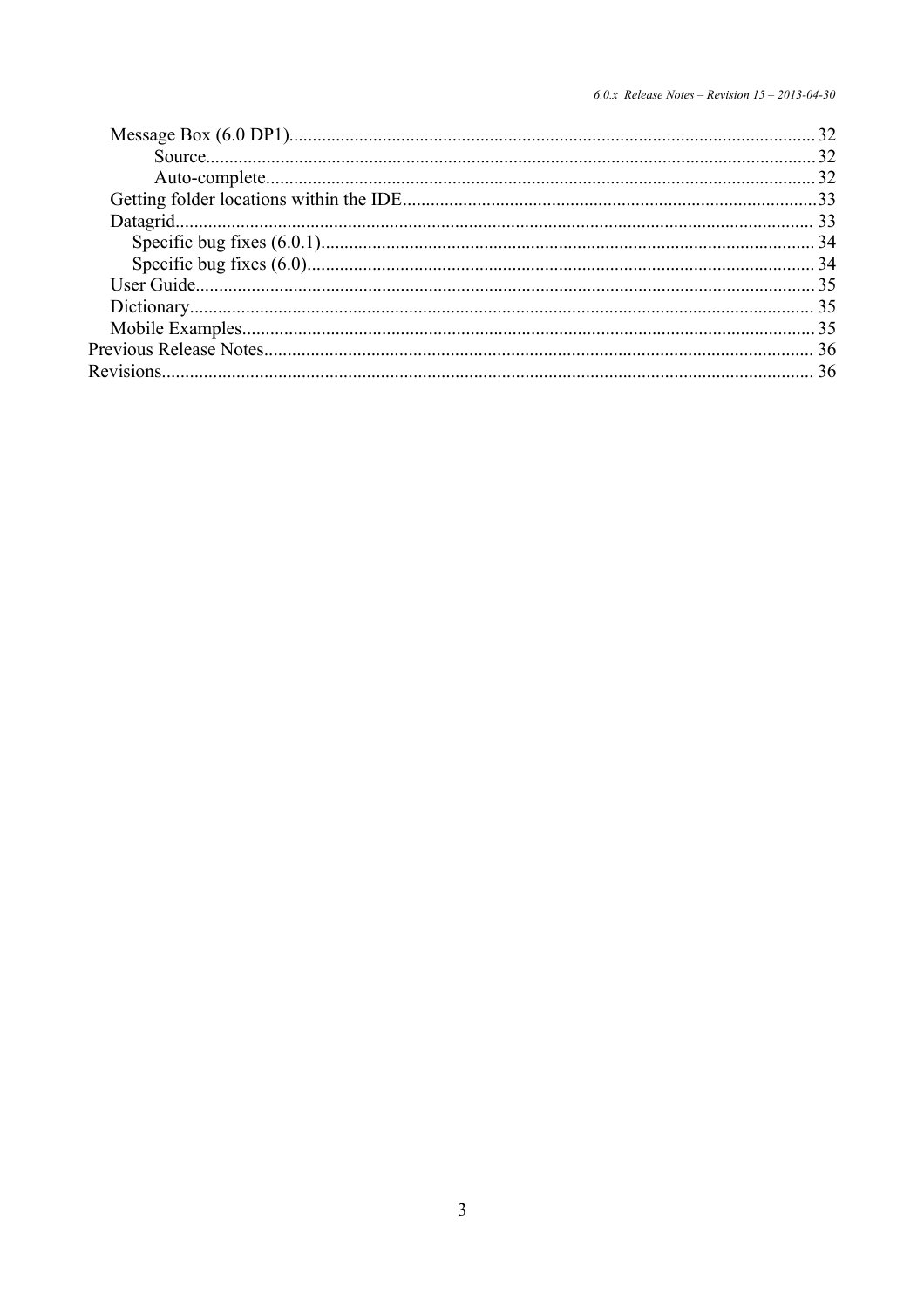Message Box (6.0 DP1)........................................................................................................32

Source..........................................................................................................................32

Auto-complete..............................................................................................................32

Getting folder locations within the IDE.....................................................................................33

Datagrid......................................................................................................................................33

Specific bug fixes (6.0.1)..........................................................................................................34

Specific bug fixes (6.0)............................................................................................................34

User Guide..................................................................................................................................35

Dictionary....................................................................................................................................35

Mobile Examples.........................................................................................................................35

Previous Release Notes....................................................................................................................36

Revisions............................................................................................................................................36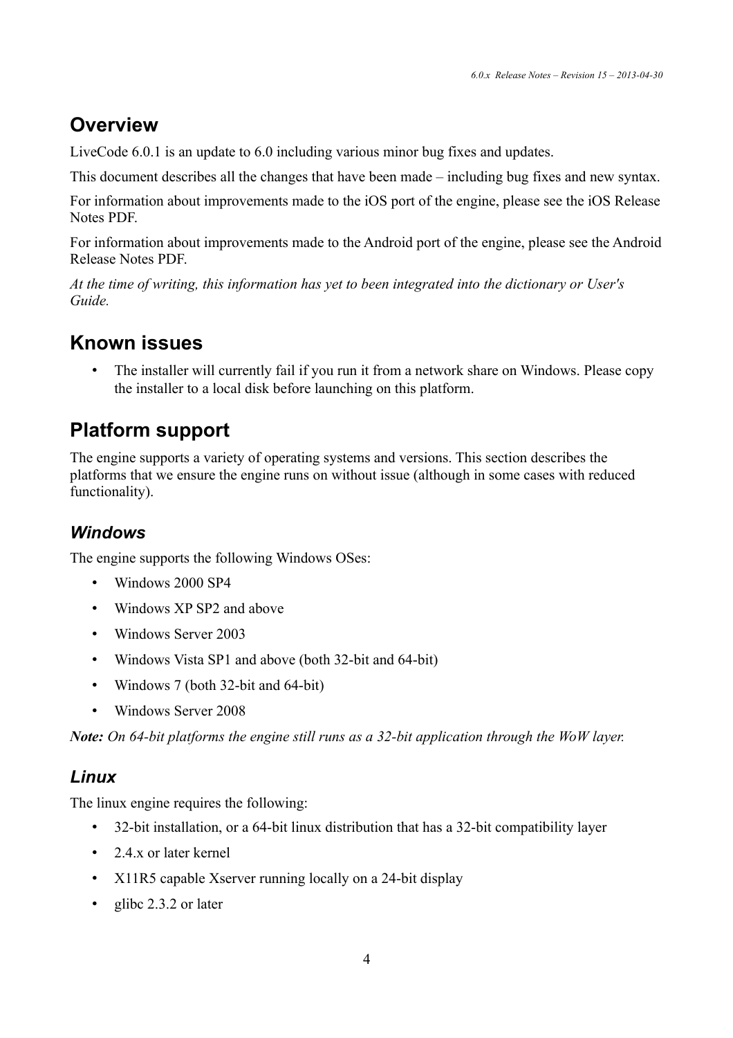# Overview

LiveCode 6.0.1 is an update to 6.0 including various minor bug fixes and updates.

This document describes all the changes that have been made – including bug fixes and new syntax.

For information about improvements made to the iOS port of the engine, please see the iOS Release Notes PDF.

For information about improvements made to the Android port of the engine, please see the Android Release Notes PDF.

*At the time of writing, this information has yet to been integrated into the dictionary or User's Guide.*

# Known issues

- The installer will currently fail if you run it from a network share on Windows. Please copy the installer to a local disk before launching on this platform.

# Platform support

The engine supports a variety of operating systems and versions. This section describes the platforms that we ensure the engine runs on without issue (although in some cases with reduced functionality).

## *Windows*

The engine supports the following Windows OSes:

- Windows 2000 SP4
- Windows XP SP2 and above
- Windows Server 2003
- Windows Vista SP1 and above (both 32-bit and 64-bit)
- Windows 7 (both 32-bit and 64-bit)
- Windows Server 2008

***Note:*** *On 64-bit platforms the engine still runs as a 32-bit application through the WoW layer.*

## *Linux*

The linux engine requires the following:

- 32-bit installation, or a 64-bit linux distribution that has a 32-bit compatibility layer
- 2.4.x or later kernel
- X11R5 capable Xserver running locally on a 24-bit display
- glibc 2.3.2 or later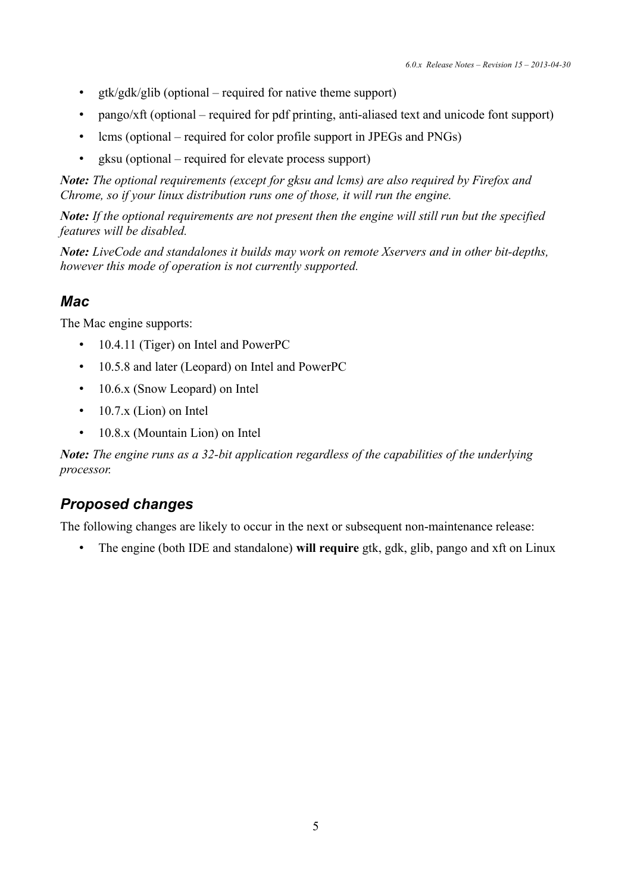- gtk/gdk/glib (optional – required for native theme support)
- pango/xft (optional – required for pdf printing, anti-aliased text and unicode font support)
- lcms (optional – required for color profile support in JPEGs and PNGs)
- gksu (optional – required for elevate process support)

***Note:*** *The optional requirements (except for gksu and lcms) are also required by Firefox and Chrome, so if your linux distribution runs one of those, it will run the engine.*

***Note:*** *If the optional requirements are not present then the engine will still run but the specified features will be disabled.*

***Note:*** *LiveCode and standalones it builds may work on remote Xservers and in other bit-depths, however this mode of operation is not currently supported.*

## *Mac*

The Mac engine supports:

- 10.4.11 (Tiger) on Intel and PowerPC
- 10.5.8 and later (Leopard) on Intel and PowerPC
- 10.6.x (Snow Leopard) on Intel
- 10.7.x (Lion) on Intel
- 10.8.x (Mountain Lion) on Intel

***Note:*** *The engine runs as a 32-bit application regardless of the capabilities of the underlying processor.*

## *Proposed changes*

The following changes are likely to occur in the next or subsequent non-maintenance release:

- The engine (both IDE and standalone) **will require** gtk, gdk, glib, pango and xft on Linux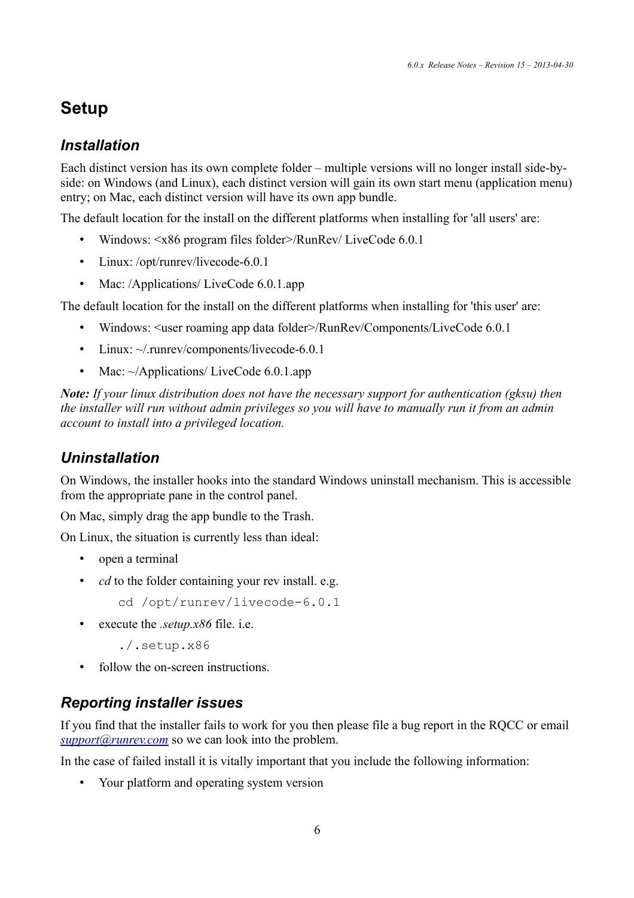# Setup

## *Installation*

Each distinct version has its own complete folder – multiple versions will no longer install side-by-side: on Windows (and Linux), each distinct version will gain its own start menu (application menu) entry; on Mac, each distinct version will have its own app bundle.

The default location for the install on the different platforms when installing for 'all users' are:

- Windows: <x86 program files folder>/RunRev/ LiveCode 6.0.1
- Linux: /opt/runrev/livecode-6.0.1
- Mac: /Applications/ LiveCode 6.0.1.app

The default location for the install on the different platforms when installing for 'this user' are:

- Windows: <user roaming app data folder>/RunRev/Components/LiveCode 6.0.1
- Linux: ~/.runrev/components/livecode-6.0.1
- Mac: ~/Applications/ LiveCode 6.0.1.app

***Note:*** *If your linux distribution does not have the necessary support for authentication (gksu) then the installer will run without admin privileges so you will have to manually run it from an admin account to install into a privileged location.*

## *Uninstallation*

On Windows, the installer hooks into the standard Windows uninstall mechanism. This is accessible from the appropriate pane in the control panel.

On Mac, simply drag the app bundle to the Trash.

On Linux, the situation is currently less than ideal:

- open a terminal
- *cd* to the folder containing your rev install. e.g.

```
cd /opt/runrev/livecode-6.0.1
```

- execute the *.setup.x86* file. i.e.

```
./.setup.x86
```

- follow the on-screen instructions.

## *Reporting installer issues*

If you find that the installer fails to work for you then please file a bug report in the RQCC or email *support@runrev.com* so we can look into the problem.

In the case of failed install it is vitally important that you include the following information:

- Your platform and operating system version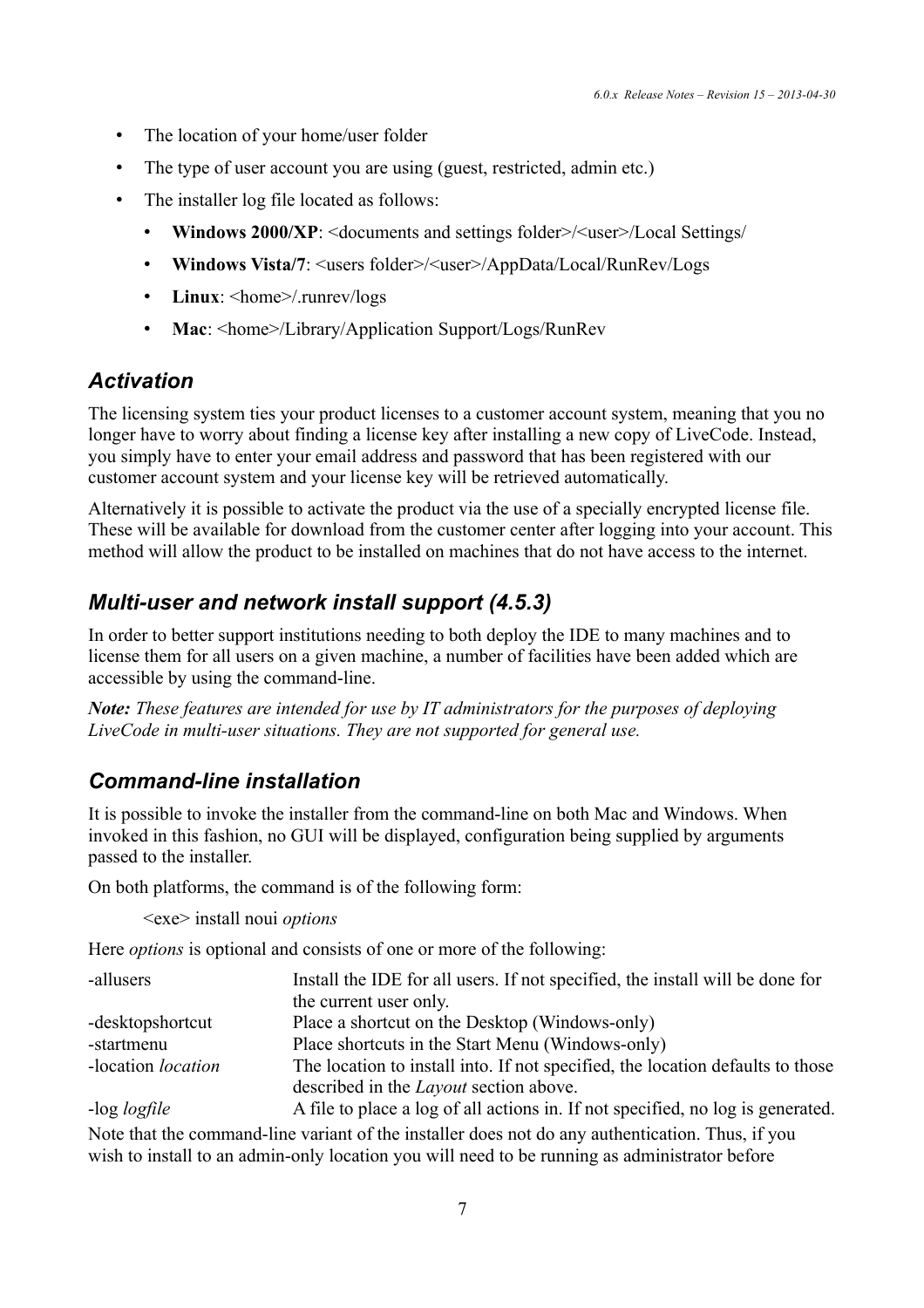- The location of your home/user folder
- The type of user account you are using (guest, restricted, admin etc.)
- The installer log file located as follows:
  - **Windows 2000/XP**: <documents and settings folder>/<user>/Local Settings/
  - **Windows Vista/7**: <users folder>/<user>/AppData/Local/RunRev/Logs
  - **Linux**: <home>/.runrev/logs
  - **Mac**: <home>/Library/Application Support/Logs/RunRev

## *Activation*

The licensing system ties your product licenses to a customer account system, meaning that you no longer have to worry about finding a license key after installing a new copy of LiveCode. Instead, you simply have to enter your email address and password that has been registered with our customer account system and your license key will be retrieved automatically.

Alternatively it is possible to activate the product via the use of a specially encrypted license file. These will be available for download from the customer center after logging into your account. This method will allow the product to be installed on machines that do not have access to the internet.

## *Multi-user and network install support (4.5.3)*

In order to better support institutions needing to both deploy the IDE to many machines and to license them for all users on a given machine, a number of facilities have been added which are accessible by using the command-line.

***Note:*** *These features are intended for use by IT administrators for the purposes of deploying LiveCode in multi-user situations. They are not supported for general use.*

## *Command-line installation*

It is possible to invoke the installer from the command-line on both Mac and Windows. When invoked in this fashion, no GUI will be displayed, configuration being supplied by arguments passed to the installer.

On both platforms, the command is of the following form:

<exe> install noui *options*

Here *options* is optional and consists of one or more of the following:

| | |
|---|---|
| -allusers | Install the IDE for all users. If not specified, the install will be done for the current user only. |
| -desktopshortcut | Place a shortcut on the Desktop (Windows-only) |
| -startmenu | Place shortcuts in the Start Menu (Windows-only) |
| -location *location* | The location to install into. If not specified, the location defaults to those described in the *Layout* section above. |
| -log *logfile* | A file to place a log of all actions in. If not specified, no log is generated. |

Note that the command-line variant of the installer does not do any authentication. Thus, if you wish to install to an admin-only location you will need to be running as administrator before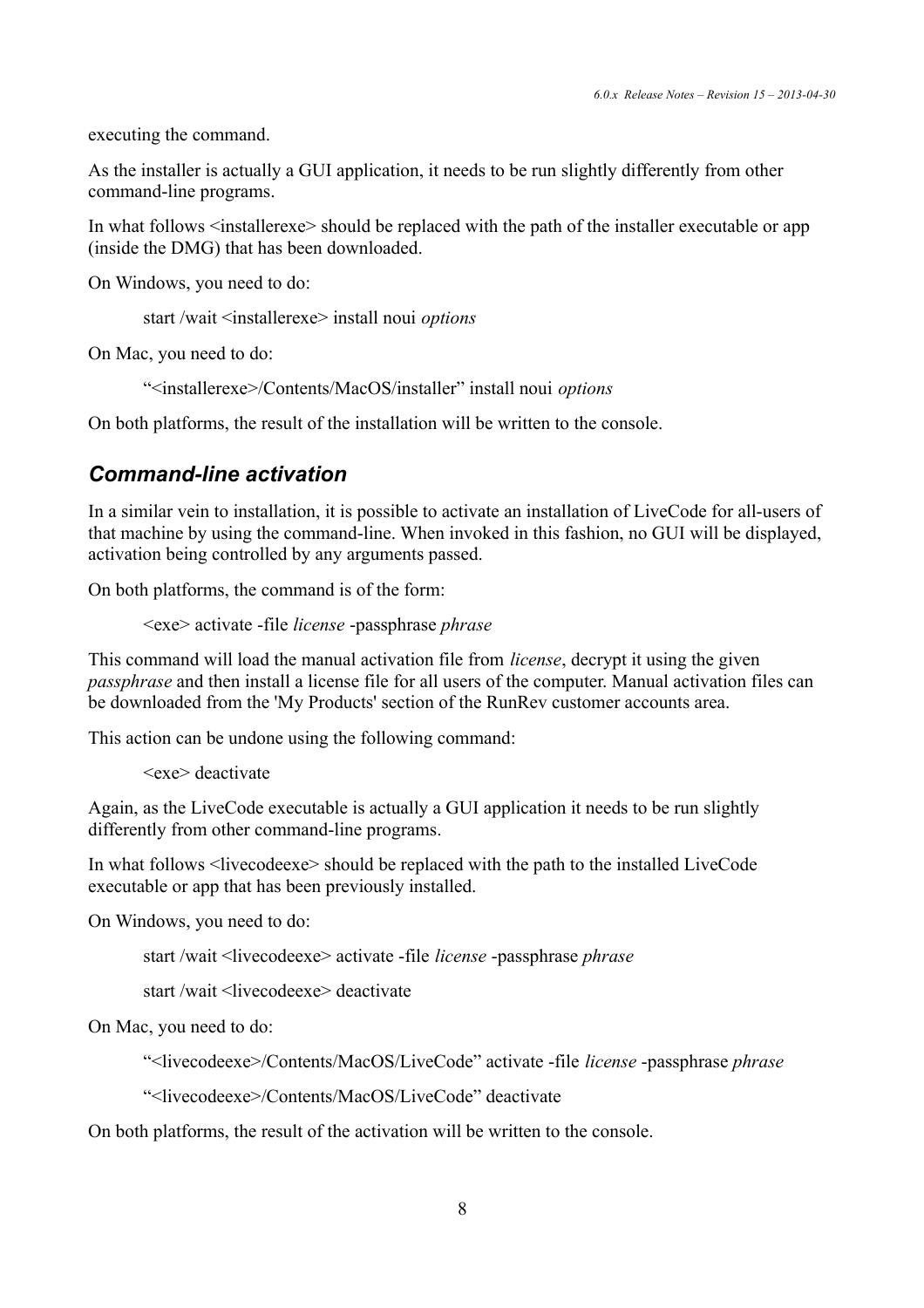executing the command.

As the installer is actually a GUI application, it needs to be run slightly differently from other command-line programs.

In what follows <installerexe> should be replaced with the path of the installer executable or app (inside the DMG) that has been downloaded.

On Windows, you need to do:

> start /wait <installerexe> install noui *options*

On Mac, you need to do:

> "<installerexe>/Contents/MacOS/installer" install noui *options*

On both platforms, the result of the installation will be written to the console.

### *Command-line activation*

In a similar vein to installation, it is possible to activate an installation of LiveCode for all-users of that machine by using the command-line. When invoked in this fashion, no GUI will be displayed, activation being controlled by any arguments passed.

On both platforms, the command is of the form:

> <exe> activate -file *license* -passphrase *phrase*

This command will load the manual activation file from *license*, decrypt it using the given *passphrase* and then install a license file for all users of the computer. Manual activation files can be downloaded from the 'My Products' section of the RunRev customer accounts area.

This action can be undone using the following command:

> <exe> deactivate

Again, as the LiveCode executable is actually a GUI application it needs to be run slightly differently from other command-line programs.

In what follows <livecodeexe> should be replaced with the path to the installed LiveCode executable or app that has been previously installed.

On Windows, you need to do:

> start /wait <livecodeexe> activate -file *license* -passphrase *phrase*
>
> start /wait <livecodeexe> deactivate

On Mac, you need to do:

> "<livecodeexe>/Contents/MacOS/LiveCode" activate -file *license* -passphrase *phrase*
>
> "<livecodeexe>/Contents/MacOS/LiveCode" deactivate

On both platforms, the result of the activation will be written to the console.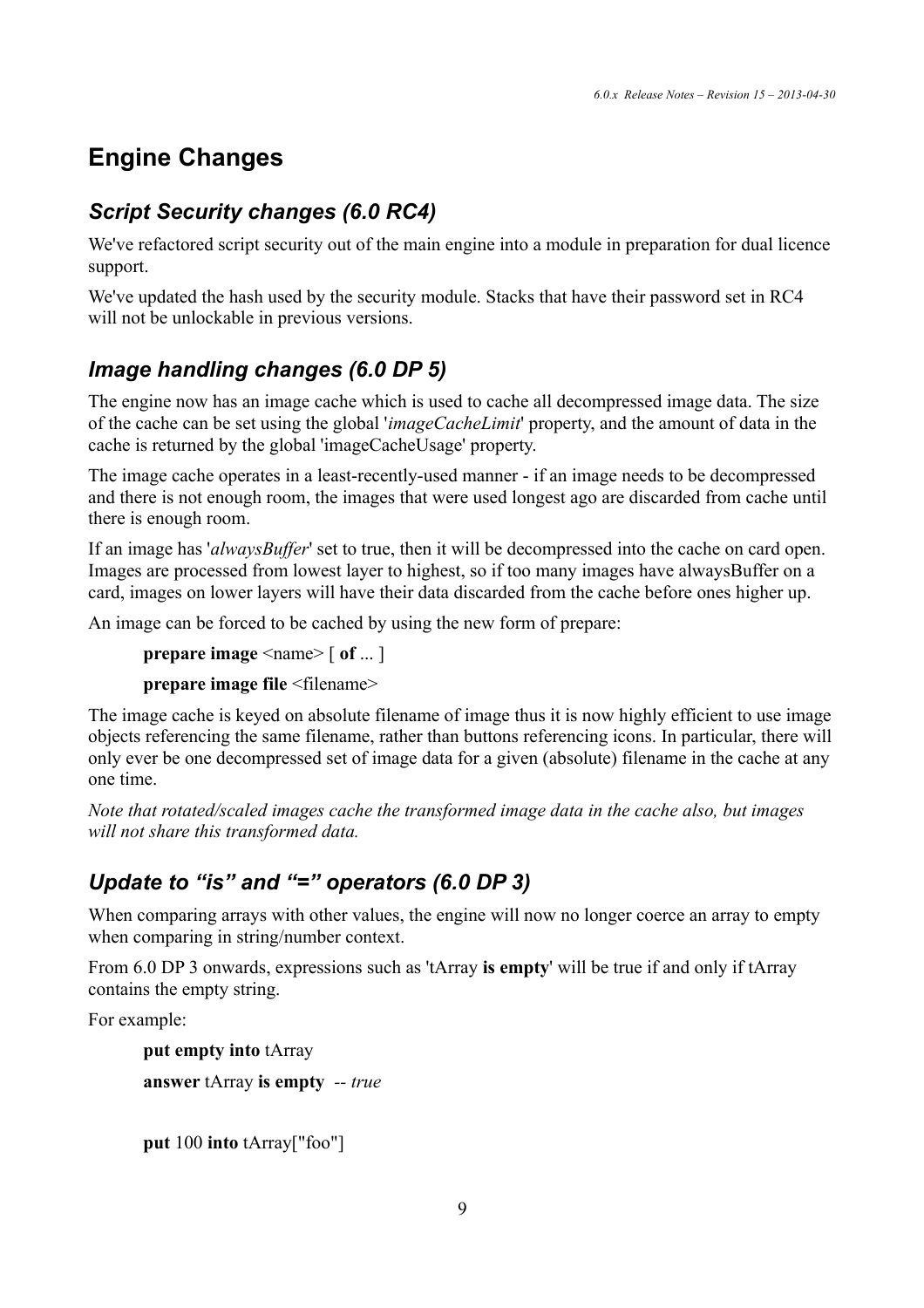# Engine Changes

## *Script Security changes (6.0 RC4)*

We've refactored script security out of the main engine into a module in preparation for dual licence support.

We've updated the hash used by the security module. Stacks that have their password set in RC4 will not be unlockable in previous versions.

## *Image handling changes (6.0 DP 5)*

The engine now has an image cache which is used to cache all decompressed image data. The size of the cache can be set using the global '*imageCacheLimit*' property, and the amount of data in the cache is returned by the global 'imageCacheUsage' property.

The image cache operates in a least-recently-used manner - if an image needs to be decompressed and there is not enough room, the images that were used longest ago are discarded from cache until there is enough room.

If an image has '*alwaysBuffer*' set to true, then it will be decompressed into the cache on card open. Images are processed from lowest layer to highest, so if too many images have alwaysBuffer on a card, images on lower layers will have their data discarded from the cache before ones higher up.

An image can be forced to be cached by using the new form of prepare:

> **prepare image** <name> [ **of** ... ]
>
> **prepare image file** <filename>

The image cache is keyed on absolute filename of image thus it is now highly efficient to use image objects referencing the same filename, rather than buttons referencing icons. In particular, there will only ever be one decompressed set of image data for a given (absolute) filename in the cache at any one time.

*Note that rotated/scaled images cache the transformed image data in the cache also, but images will not share this transformed data.*

## *Update to "is" and "=" operators (6.0 DP 3)*

When comparing arrays with other values, the engine will now no longer coerce an array to empty when comparing in string/number context.

From 6.0 DP 3 onwards, expressions such as 'tArray **is empty**' will be true if and only if tArray contains the empty string.

For example:

```
put empty into tArray
answer tArray is empty  -- true

put 100 into tArray["foo"]
```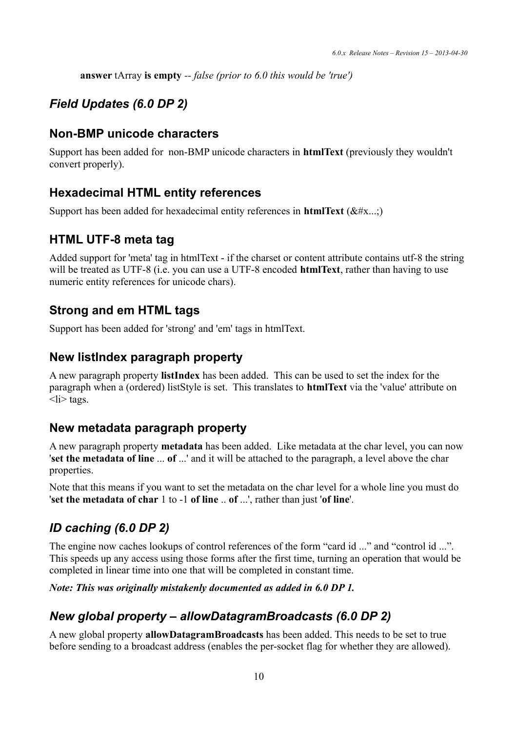**answer** tArray **is empty** *-- false (prior to 6.0 this would be 'true')*

## *Field Updates (6.0 DP 2)*

### Non-BMP unicode characters

Support has been added for non-BMP unicode characters in **htmlText** (previously they wouldn't convert properly).

### Hexadecimal HTML entity references

Support has been added for hexadecimal entity references in **htmlText** (&#x...;)

### HTML UTF-8 meta tag

Added support for 'meta' tag in htmlText - if the charset or content attribute contains utf-8 the string will be treated as UTF-8 (i.e. you can use a UTF-8 encoded **htmlText**, rather than having to use numeric entity references for unicode chars).

### Strong and em HTML tags

Support has been added for 'strong' and 'em' tags in htmlText.

### New listIndex paragraph property

A new paragraph property **listIndex** has been added. This can be used to set the index for the paragraph when a (ordered) listStyle is set. This translates to **htmlText** via the 'value' attribute on <li> tags.

### New metadata paragraph property

A new paragraph property **metadata** has been added. Like metadata at the char level, you can now '**set the metadata of line** ... **of** ...' and it will be attached to the paragraph, a level above the char properties.

Note that this means if you want to set the metadata on the char level for a whole line you must do '**set the metadata of char** 1 to -1 **of line** .. **of** ...', rather than just '**of line**'.

## *ID caching (6.0 DP 2)*

The engine now caches lookups of control references of the form "card id ..." and "control id ...". This speeds up any access using those forms after the first time, turning an operation that would be completed in linear time into one that will be completed in constant time.

***Note: This was originally mistakenly documented as added in 6.0 DP 1.***

## *New global property – allowDatagramBroadcasts (6.0 DP 2)*

A new global property **allowDatagramBroadcasts** has been added. This needs to be set to true before sending to a broadcast address (enables the per-socket flag for whether they are allowed).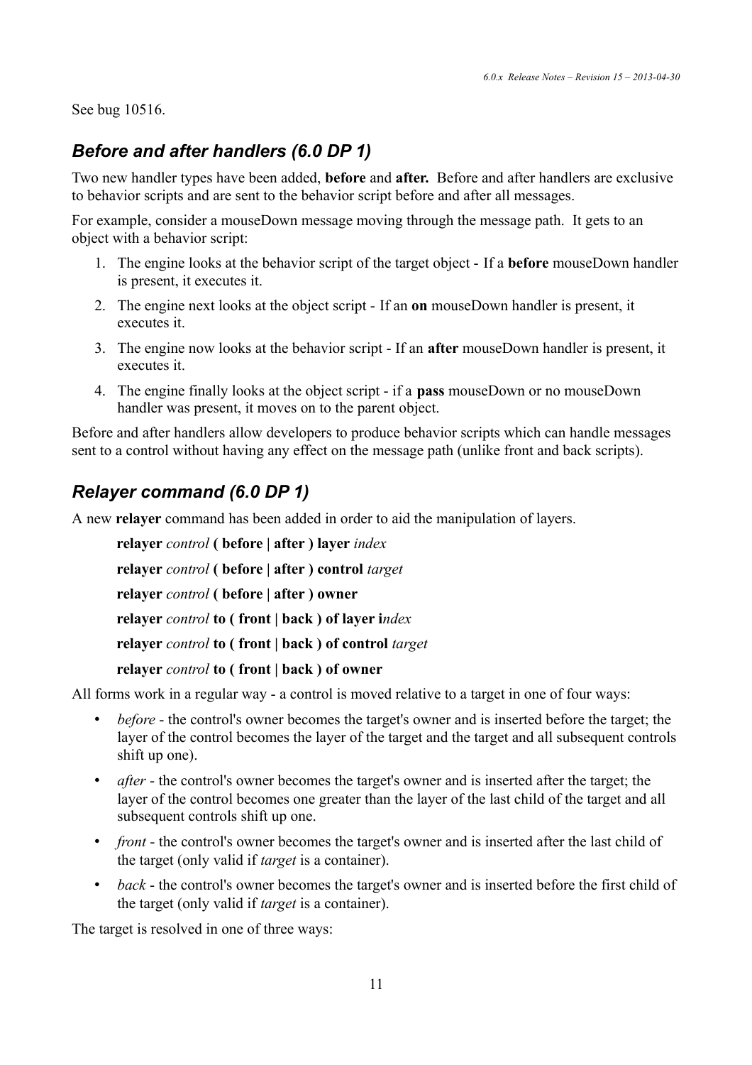See bug 10516.

## *Before and after handlers (6.0 DP 1)*

Two new handler types have been added, **before** and **after.** Before and after handlers are exclusive to behavior scripts and are sent to the behavior script before and after all messages.

For example, consider a mouseDown message moving through the message path. It gets to an object with a behavior script:

1. The engine looks at the behavior script of the target object - If a **before** mouseDown handler is present, it executes it.
2. The engine next looks at the object script - If an **on** mouseDown handler is present, it executes it.
3. The engine now looks at the behavior script - If an **after** mouseDown handler is present, it executes it.
4. The engine finally looks at the object script - if a **pass** mouseDown or no mouseDown handler was present, it moves on to the parent object.

Before and after handlers allow developers to produce behavior scripts which can handle messages sent to a control without having any effect on the message path (unlike front and back scripts).

## *Relayer command (6.0 DP 1)*

A new **relayer** command has been added in order to aid the manipulation of layers.

> **relayer** *control* **( before | after ) layer** *index*
>
> **relayer** *control* **( before | after ) control** *target*
>
> **relayer** *control* **( before | after ) owner**
>
> **relayer** *control* **to ( front | back ) of layer i***ndex*
>
> **relayer** *control* **to ( front | back ) of control** *target*
>
> **relayer** *control* **to ( front | back ) of owner**

All forms work in a regular way - a control is moved relative to a target in one of four ways:

- *before* - the control's owner becomes the target's owner and is inserted before the target; the layer of the control becomes the layer of the target and the target and all subsequent controls shift up one).
- *after* - the control's owner becomes the target's owner and is inserted after the target; the layer of the control becomes one greater than the layer of the last child of the target and all subsequent controls shift up one.
- *front* - the control's owner becomes the target's owner and is inserted after the last child of the target (only valid if *target* is a container).
- *back* - the control's owner becomes the target's owner and is inserted before the first child of the target (only valid if *target* is a container).

The target is resolved in one of three ways: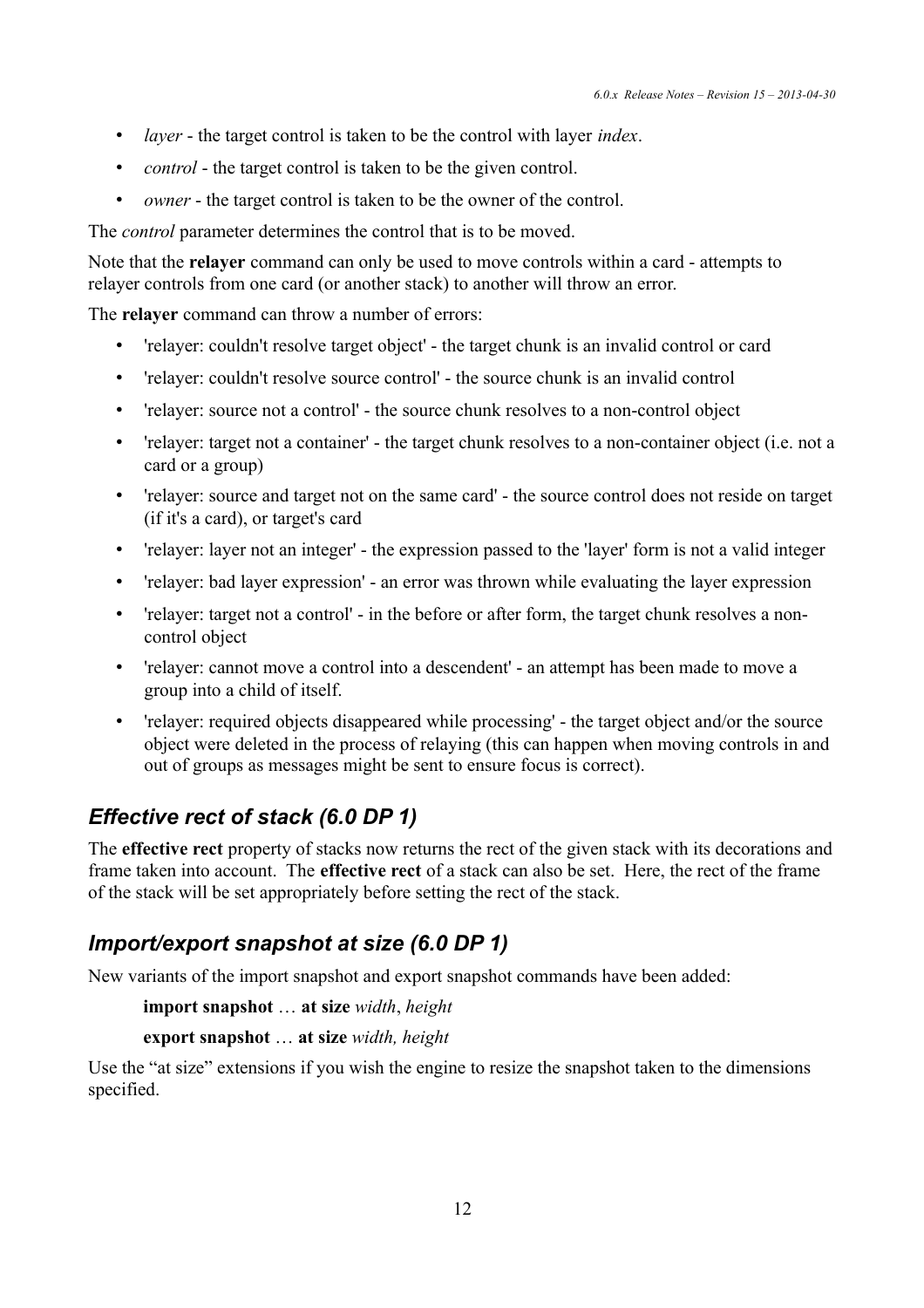- *layer* - the target control is taken to be the control with layer *index*.
- *control* - the target control is taken to be the given control.
- *owner* - the target control is taken to be the owner of the control.

The *control* parameter determines the control that is to be moved.

Note that the **relayer** command can only be used to move controls within a card - attempts to relayer controls from one card (or another stack) to another will throw an error.

The **relayer** command can throw a number of errors:

- 'relayer: couldn't resolve target object' - the target chunk is an invalid control or card
- 'relayer: couldn't resolve source control' - the source chunk is an invalid control
- 'relayer: source not a control' - the source chunk resolves to a non-control object
- 'relayer: target not a container' - the target chunk resolves to a non-container object (i.e. not a card or a group)
- 'relayer: source and target not on the same card' - the source control does not reside on target (if it's a card), or target's card
- 'relayer: layer not an integer' - the expression passed to the 'layer' form is not a valid integer
- 'relayer: bad layer expression' - an error was thrown while evaluating the layer expression
- 'relayer: target not a control' - in the before or after form, the target chunk resolves a non-control object
- 'relayer: cannot move a control into a descendent' - an attempt has been made to move a group into a child of itself.
- 'relayer: required objects disappeared while processing' - the target object and/or the source object were deleted in the process of relaying (this can happen when moving controls in and out of groups as messages might be sent to ensure focus is correct).

## *Effective rect of stack (6.0 DP 1)*

The **effective rect** property of stacks now returns the rect of the given stack with its decorations and frame taken into account. The **effective rect** of a stack can also be set. Here, the rect of the frame of the stack will be set appropriately before setting the rect of the stack.

## *Import/export snapshot at size (6.0 DP 1)*

New variants of the import snapshot and export snapshot commands have been added:

**import snapshot** … **at size** *width*, *height*

**export snapshot** … **at size** *width, height*

Use the "at size" extensions if you wish the engine to resize the snapshot taken to the dimensions specified.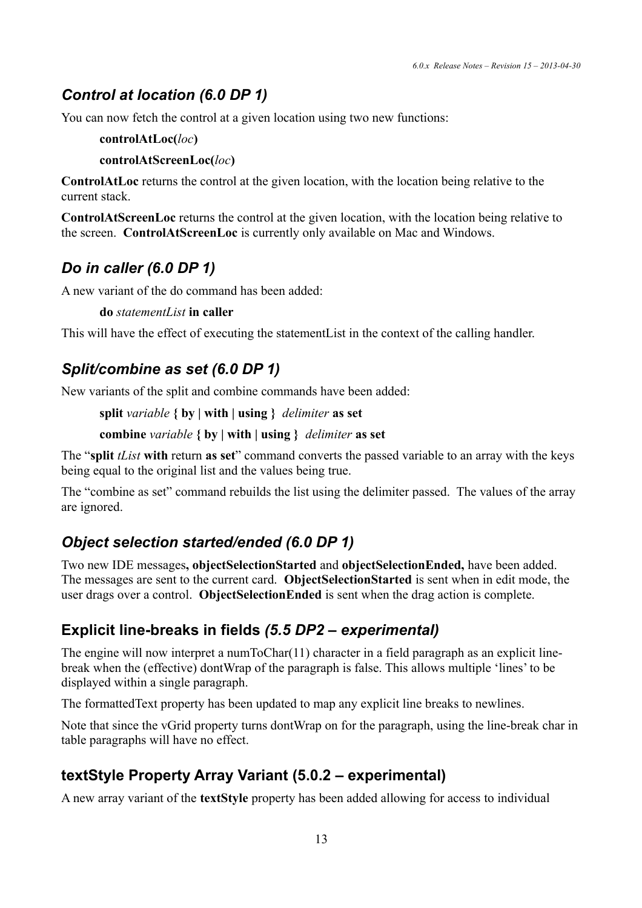## *Control at location (6.0 DP 1)*

You can now fetch the control at a given location using two new functions:

**controlAtLoc(***loc***)**

**controlAtScreenLoc(***loc***)**

**ControlAtLoc** returns the control at the given location, with the location being relative to the current stack.

**ControlAtScreenLoc** returns the control at the given location, with the location being relative to the screen. **ControlAtScreenLoc** is currently only available on Mac and Windows.

## *Do in caller (6.0 DP 1)*

A new variant of the do command has been added:

**do** *statementList* **in caller**

This will have the effect of executing the statementList in the context of the calling handler.

## *Split/combine as set (6.0 DP 1)*

New variants of the split and combine commands have been added:

**split** *variable* **{ by | with | using }** *delimiter* **as set**

**combine** *variable* **{ by | with | using }** *delimiter* **as set**

The "**split** *tList* **with** return **as set**" command converts the passed variable to an array with the keys being equal to the original list and the values being true.

The "combine as set" command rebuilds the list using the delimiter passed. The values of the array are ignored.

## *Object selection started/ended (6.0 DP 1)*

Two new IDE messages**, objectSelectionStarted** and **objectSelectionEnded,** have been added. The messages are sent to the current card. **ObjectSelectionStarted** is sent when in edit mode, the user drags over a control. **ObjectSelectionEnded** is sent when the drag action is complete.

## **Explicit line-breaks in fields** *(5.5 DP2 – experimental)*

The engine will now interpret a numToChar(11) character in a field paragraph as an explicit line-break when the (effective) dontWrap of the paragraph is false. This allows multiple 'lines' to be displayed within a single paragraph.

The formattedText property has been updated to map any explicit line breaks to newlines.

Note that since the vGrid property turns dontWrap on for the paragraph, using the line-break char in table paragraphs will have no effect.

## **textStyle Property Array Variant (5.0.2 – experimental)**

A new array variant of the **textStyle** property has been added allowing for access to individual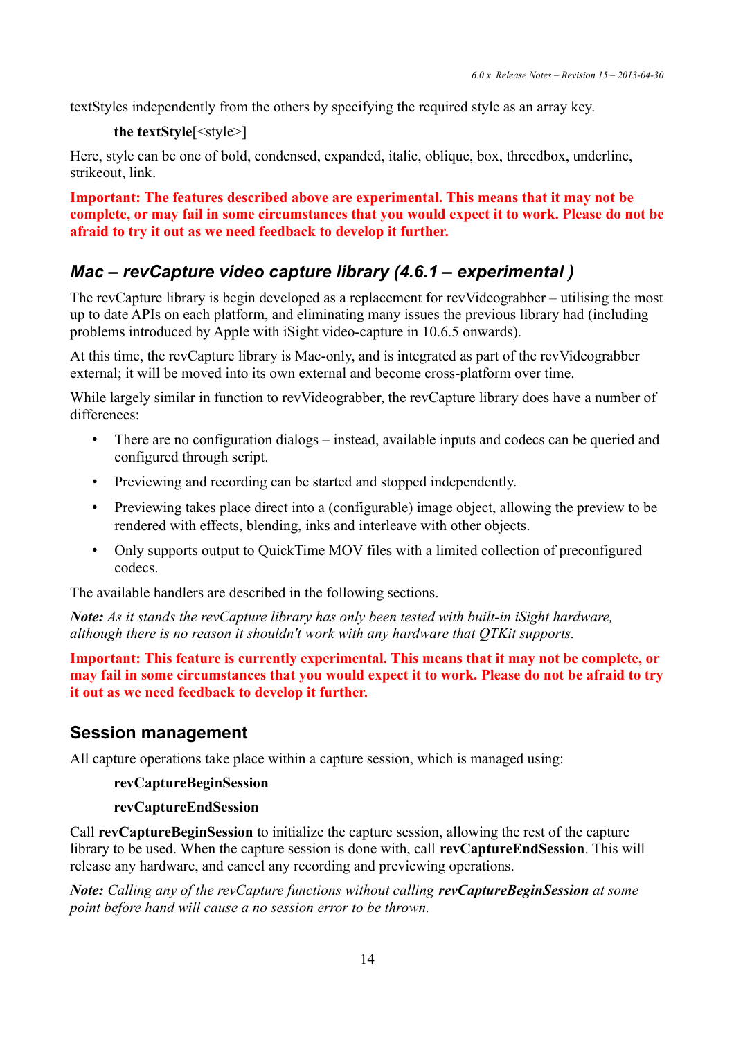textStyles independently from the others by specifying the required style as an array key.

**the textStyle**[<style>]

Here, style can be one of bold, condensed, expanded, italic, oblique, box, threedbox, underline, strikeout, link.

**Important: The features described above are experimental. This means that it may not be complete, or may fail in some circumstances that you would expect it to work. Please do not be afraid to try it out as we need feedback to develop it further.**

## *Mac – revCapture video capture library (4.6.1 – experimental )*

The revCapture library is begin developed as a replacement for revVideograbber – utilising the most up to date APIs on each platform, and eliminating many issues the previous library had (including problems introduced by Apple with iSight video-capture in 10.6.5 onwards).

At this time, the revCapture library is Mac-only, and is integrated as part of the revVideograbber external; it will be moved into its own external and become cross-platform over time.

While largely similar in function to revVideograbber, the revCapture library does have a number of differences:

- There are no configuration dialogs – instead, available inputs and codecs can be queried and configured through script.
- Previewing and recording can be started and stopped independently.
- Previewing takes place direct into a (configurable) image object, allowing the preview to be rendered with effects, blending, inks and interleave with other objects.
- Only supports output to QuickTime MOV files with a limited collection of preconfigured codecs.

The available handlers are described in the following sections.

***Note:*** *As it stands the revCapture library has only been tested with built-in iSight hardware, although there is no reason it shouldn't work with any hardware that QTKit supports.*

**Important: This feature is currently experimental. This means that it may not be complete, or may fail in some circumstances that you would expect it to work. Please do not be afraid to try it out as we need feedback to develop it further.**

## Session management

All capture operations take place within a capture session, which is managed using:

**revCaptureBeginSession**

**revCaptureEndSession**

Call **revCaptureBeginSession** to initialize the capture session, allowing the rest of the capture library to be used. When the capture session is done with, call **revCaptureEndSession**. This will release any hardware, and cancel any recording and previewing operations.

***Note:*** *Calling any of the revCapture functions without calling **revCaptureBeginSession** at some point before hand will cause a no session error to be thrown.*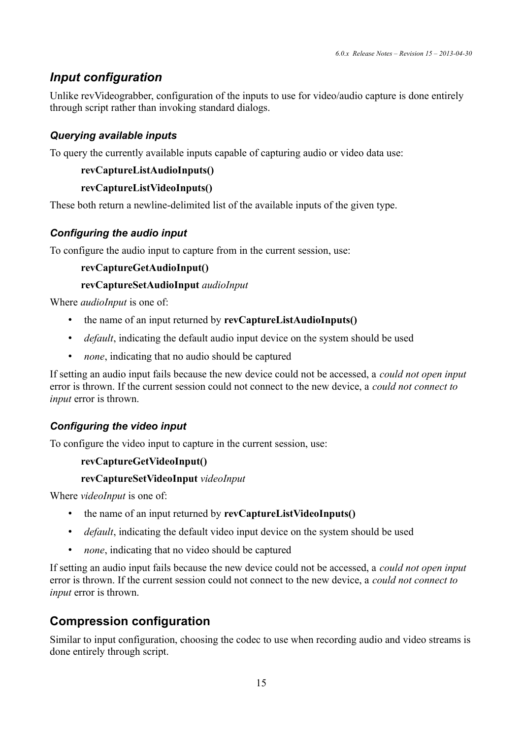## *Input configuration*

Unlike revVideograbber, configuration of the inputs to use for video/audio capture is done entirely through script rather than invoking standard dialogs.

### *Querying available inputs*

To query the currently available inputs capable of capturing audio or video data use:

**revCaptureListAudioInputs()**

**revCaptureListVideoInputs()**

These both return a newline-delimited list of the available inputs of the given type.

### *Configuring the audio input*

To configure the audio input to capture from in the current session, use:

**revCaptureGetAudioInput()**

**revCaptureSetAudioInput** *audioInput*

Where *audioInput* is one of:

- the name of an input returned by **revCaptureListAudioInputs()**
- *default*, indicating the default audio input device on the system should be used
- *none*, indicating that no audio should be captured

If setting an audio input fails because the new device could not be accessed, a *could not open input* error is thrown. If the current session could not connect to the new device, a *could not connect to input* error is thrown.

### *Configuring the video input*

To configure the video input to capture in the current session, use:

**revCaptureGetVideoInput()**

**revCaptureSetVideoInput** *videoInput*

Where *videoInput* is one of:

- the name of an input returned by **revCaptureListVideoInputs()**
- *default*, indicating the default video input device on the system should be used
- *none*, indicating that no video should be captured

If setting an audio input fails because the new device could not be accessed, a *could not open input* error is thrown. If the current session could not connect to the new device, a *could not connect to input* error is thrown.

## Compression configuration

Similar to input configuration, choosing the codec to use when recording audio and video streams is done entirely through script.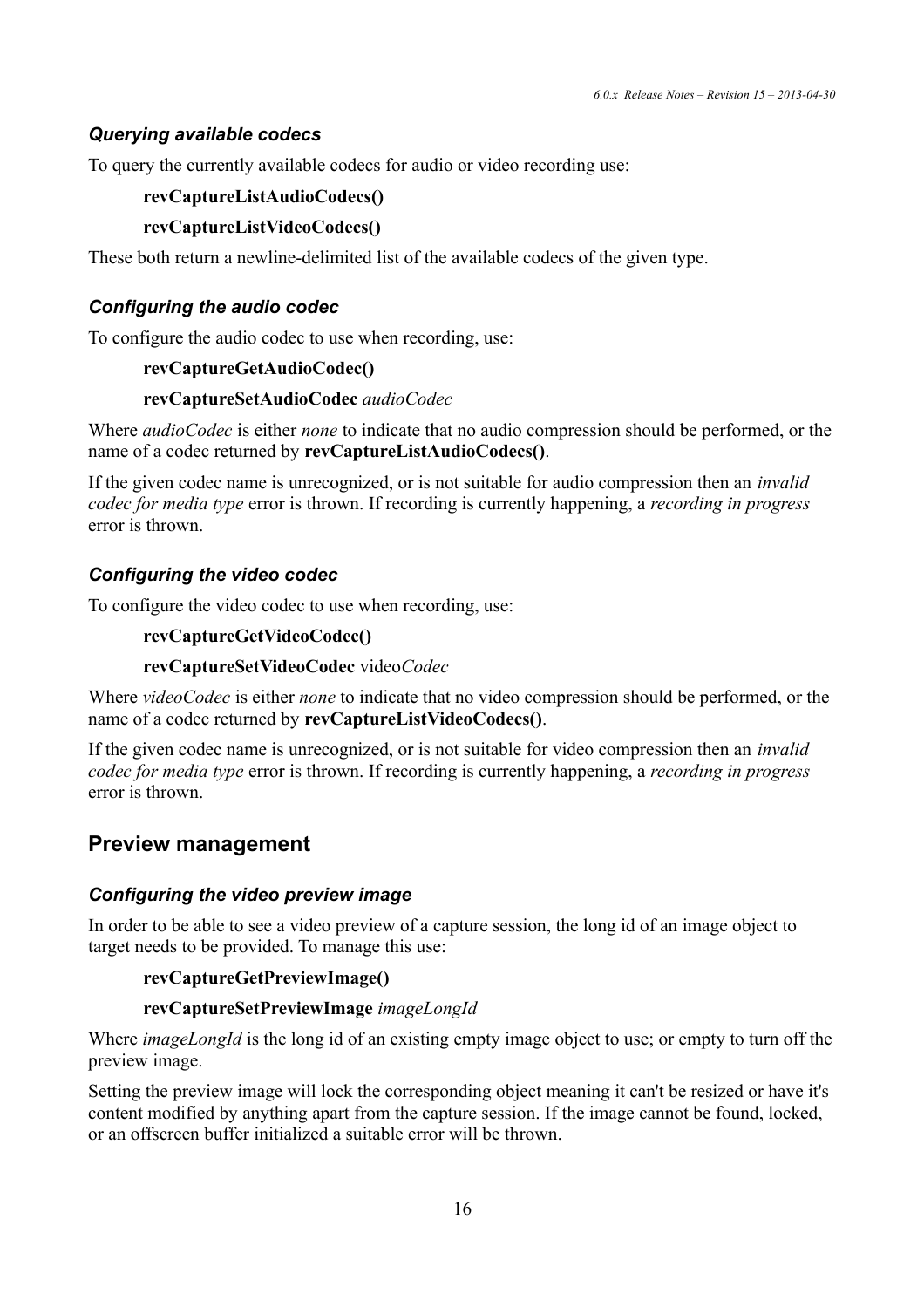### *Querying available codecs*

To query the currently available codecs for audio or video recording use:

> **revCaptureListAudioCodecs()**
>
> **revCaptureListVideoCodecs()**

These both return a newline-delimited list of the available codecs of the given type.

### *Configuring the audio codec*

To configure the audio codec to use when recording, use:

> **revCaptureGetAudioCodec()**
>
> **revCaptureSetAudioCodec** *audioCodec*

Where *audioCodec* is either *none* to indicate that no audio compression should be performed, or the name of a codec returned by **revCaptureListAudioCodecs()**.

If the given codec name is unrecognized, or is not suitable for audio compression then an *invalid codec for media type* error is thrown. If recording is currently happening, a *recording in progress* error is thrown.

### *Configuring the video codec*

To configure the video codec to use when recording, use:

> **revCaptureGetVideoCodec()**
>
> **revCaptureSetVideoCodec** video*Codec*

Where *videoCodec* is either *none* to indicate that no video compression should be performed, or the name of a codec returned by **revCaptureListVideoCodecs()**.

If the given codec name is unrecognized, or is not suitable for video compression then an *invalid codec for media type* error is thrown. If recording is currently happening, a *recording in progress* error is thrown.

## Preview management

### *Configuring the video preview image*

In order to be able to see a video preview of a capture session, the long id of an image object to target needs to be provided. To manage this use:

> **revCaptureGetPreviewImage()**
>
> **revCaptureSetPreviewImage** *imageLongId*

Where *imageLongId* is the long id of an existing empty image object to use; or empty to turn off the preview image.

Setting the preview image will lock the corresponding object meaning it can't be resized or have it's content modified by anything apart from the capture session. If the image cannot be found, locked, or an offscreen buffer initialized a suitable error will be thrown.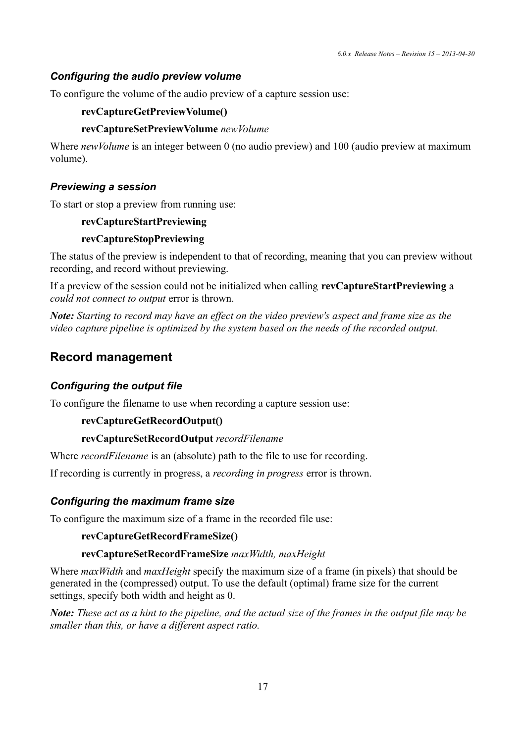### *Configuring the audio preview volume*

To configure the volume of the audio preview of a capture session use:

**revCaptureGetPreviewVolume()**

**revCaptureSetPreviewVolume** *newVolume*

Where *newVolume* is an integer between 0 (no audio preview) and 100 (audio preview at maximum volume).

### *Previewing a session*

To start or stop a preview from running use:

**revCaptureStartPreviewing**

**revCaptureStopPreviewing**

The status of the preview is independent to that of recording, meaning that you can preview without recording, and record without previewing.

If a preview of the session could not be initialized when calling **revCaptureStartPreviewing** a *could not connect to output* error is thrown.

***Note:*** *Starting to record may have an effect on the video preview's aspect and frame size as the video capture pipeline is optimized by the system based on the needs of the recorded output.*

## Record management

### *Configuring the output file*

To configure the filename to use when recording a capture session use:

**revCaptureGetRecordOutput()**

**revCaptureSetRecordOutput** *recordFilename*

Where *recordFilename* is an (absolute) path to the file to use for recording.

If recording is currently in progress, a *recording in progress* error is thrown.

### *Configuring the maximum frame size*

To configure the maximum size of a frame in the recorded file use:

**revCaptureGetRecordFrameSize()**

**revCaptureSetRecordFrameSize** *maxWidth, maxHeight*

Where *maxWidth* and *maxHeight* specify the maximum size of a frame (in pixels) that should be generated in the (compressed) output. To use the default (optimal) frame size for the current settings, specify both width and height as 0.

***Note:*** *These act as a hint to the pipeline, and the actual size of the frames in the output file may be smaller than this, or have a different aspect ratio.*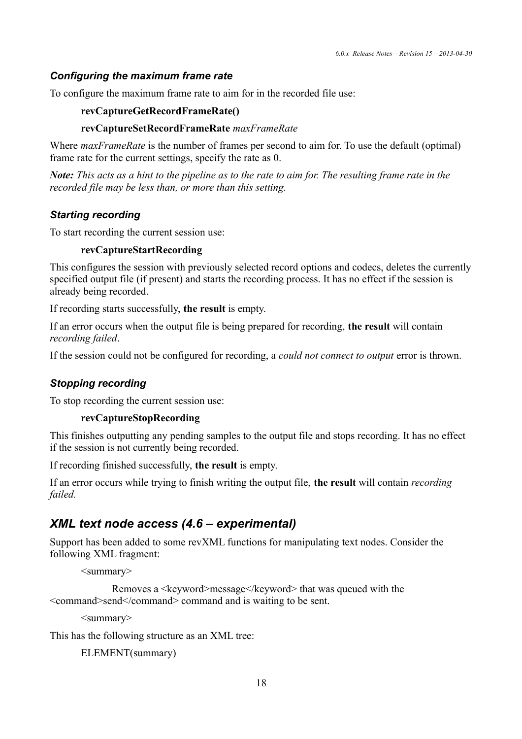### *Configuring the maximum frame rate*

To configure the maximum frame rate to aim for in the recorded file use:

**revCaptureGetRecordFrameRate()**

**revCaptureSetRecordFrameRate** *maxFrameRate*

Where *maxFrameRate* is the number of frames per second to aim for. To use the default (optimal) frame rate for the current settings, specify the rate as 0.

***Note:*** *This acts as a hint to the pipeline as to the rate to aim for. The resulting frame rate in the recorded file may be less than, or more than this setting.*

### *Starting recording*

To start recording the current session use:

**revCaptureStartRecording**

This configures the session with previously selected record options and codecs, deletes the currently specified output file (if present) and starts the recording process. It has no effect if the session is already being recorded.

If recording starts successfully, **the result** is empty.

If an error occurs when the output file is being prepared for recording, **the result** will contain *recording failed*.

If the session could not be configured for recording, a *could not connect to output* error is thrown.

### *Stopping recording*

To stop recording the current session use:

**revCaptureStopRecording**

This finishes outputting any pending samples to the output file and stops recording. It has no effect if the session is not currently being recorded.

If recording finished successfully, **the result** is empty.

If an error occurs while trying to finish writing the output file, **the result** will contain *recording failed.*

## *XML text node access (4.6 – experimental)*

Support has been added to some revXML functions for manipulating text nodes. Consider the following XML fragment:

```
<summary>
        Removes a <keyword>message</keyword> that was queued with the
<command>send</command> command and is waiting to be sent.
<summary>
```

This has the following structure as an XML tree:

```
ELEMENT(summary)
```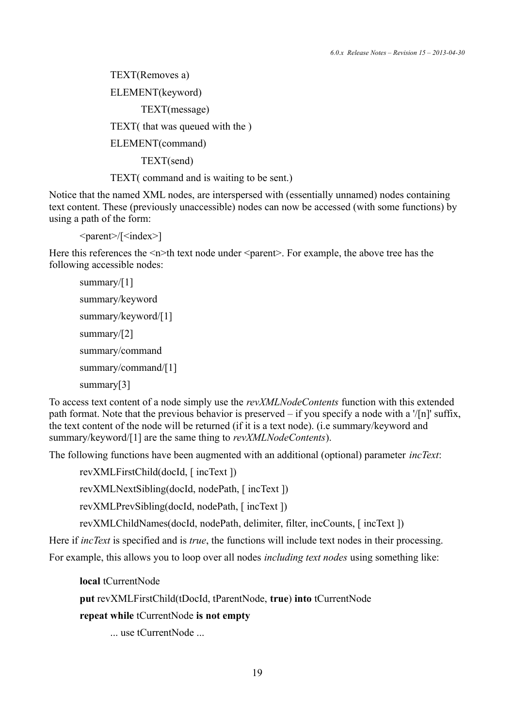TEXT(Removes a)

ELEMENT(keyword)

    TEXT(message)

TEXT( that was queued with the )

ELEMENT(command)

    TEXT(send)

TEXT( command and is waiting to be sent.)

Notice that the named XML nodes, are interspersed with (essentially unnamed) nodes containing text content. These (previously unaccessible) nodes can now be accessed (with some functions) by using a path of the form:

    <parent>/[<index>]

Here this references the <n>th text node under <parent>. For example, the above tree has the following accessible nodes:

    summary/[1]
    summary/keyword
    summary/keyword/[1]
    summary/[2]
    summary/command
    summary/command/[1]
    summary[3]

To access text content of a node simply use the *revXMLNodeContents* function with this extended path format. Note that the previous behavior is preserved – if you specify a node with a '/[n]' suffix, the text content of the node will be returned (if it is a text node). (i.e summary/keyword and summary/keyword/[1] are the same thing to *revXMLNodeContents*).

The following functions have been augmented with an additional (optional) parameter *incText*:

    revXMLFirstChild(docId, [ incText ])
    revXMLNextSibling(docId, nodePath, [ incText ])
    revXMLPrevSibling(docId, nodePath, [ incText ])
    revXMLChildNames(docId, nodePath, delimiter, filter, incCounts, [ incText ])

Here if *incText* is specified and is *true*, the functions will include text nodes in their processing.

For example, this allows you to loop over all nodes *including text nodes* using something like:

```
local tCurrentNode
put revXMLFirstChild(tDocId, tParentNode, true) into tCurrentNode
repeat while tCurrentNode is not empty
    ... use tCurrentNode ...
```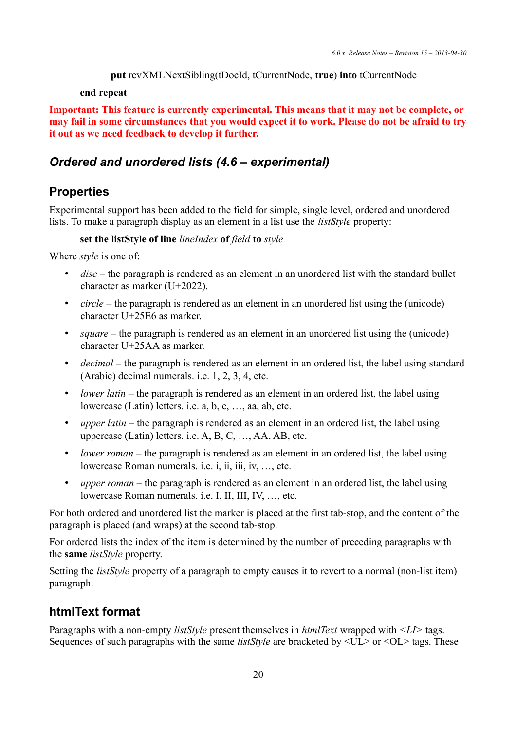**put** revXMLNextSibling(tDocId, tCurrentNode, **true**) **into** tCurrentNode

**end repeat**

**Important: This feature is currently experimental. This means that it may not be complete, or may fail in some circumstances that you would expect it to work. Please do not be afraid to try it out as we need feedback to develop it further.**

## *Ordered and unordered lists (4.6 – experimental)*

### Properties

Experimental support has been added to the field for simple, single level, ordered and unordered lists. To make a paragraph display as an element in a list use the *listStyle* property:

**set the listStyle of line** *lineIndex* **of** *field* **to** *style*

Where *style* is one of:

- *disc* – the paragraph is rendered as an element in an unordered list with the standard bullet character as marker (U+2022).
- *circle* – the paragraph is rendered as an element in an unordered list using the (unicode) character U+25E6 as marker.
- *square* – the paragraph is rendered as an element in an unordered list using the (unicode) character U+25AA as marker.
- *decimal* – the paragraph is rendered as an element in an ordered list, the label using standard (Arabic) decimal numerals. i.e. 1, 2, 3, 4, etc.
- *lower latin* – the paragraph is rendered as an element in an ordered list, the label using lowercase (Latin) letters. i.e. a, b, c, …, aa, ab, etc.
- *upper latin* – the paragraph is rendered as an element in an ordered list, the label using uppercase (Latin) letters. i.e. A, B, C, …, AA, AB, etc.
- *lower roman* – the paragraph is rendered as an element in an ordered list, the label using lowercase Roman numerals. i.e. i, ii, iii, iv, …, etc.
- *upper roman* – the paragraph is rendered as an element in an ordered list, the label using lowercase Roman numerals. i.e. I, II, III, IV, …, etc.

For both ordered and unordered list the marker is placed at the first tab-stop, and the content of the paragraph is placed (and wraps) at the second tab-stop.

For ordered lists the index of the item is determined by the number of preceding paragraphs with the **same** *listStyle* property.

Setting the *listStyle* property of a paragraph to empty causes it to revert to a normal (non-list item) paragraph.

### htmlText format

Paragraphs with a non-empty *listStyle* present themselves in *htmlText* wrapped with *<LI>* tags. Sequences of such paragraphs with the same *listStyle* are bracketed by <UL> or <OL> tags. These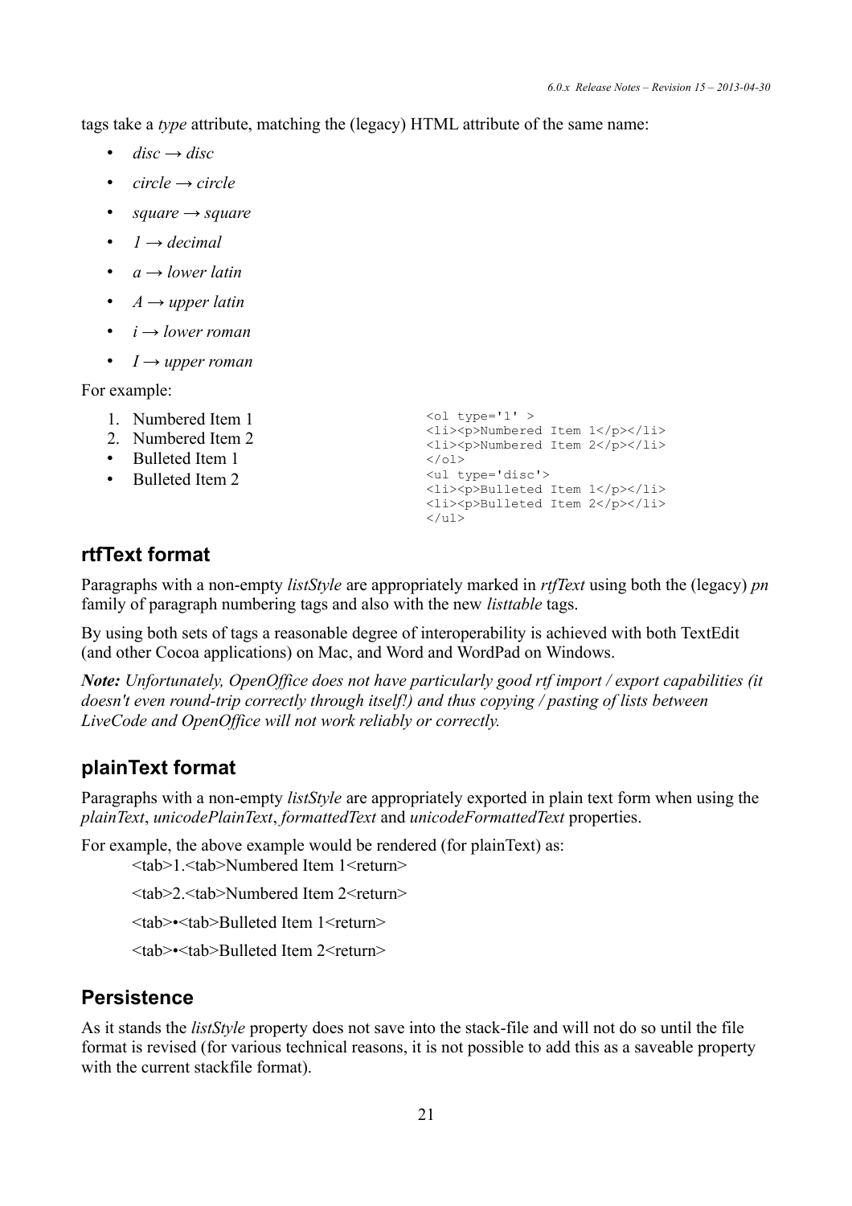tags take a *type* attribute, matching the (legacy) HTML attribute of the same name:

- *disc → disc*
- *circle → circle*
- *square → square*
- *1 → decimal*
- *a → lower latin*
- *A → upper latin*
- *i → lower roman*
- *I → upper roman*

For example:

1. Numbered Item 1
2. Numbered Item 2

- Bulleted Item 1
- Bulleted Item 2

```
<ol type='1' >
<li><p>Numbered Item 1</p></li>
<li><p>Numbered Item 2</p></li>
</ol>
<ul type='disc'>
<li><p>Bulleted Item 1</p></li>
<li><p>Bulleted Item 2</p></li>
</ul>
```

## rtfText format

Paragraphs with a non-empty *listStyle* are appropriately marked in *rtfText* using both the (legacy) *pn* family of paragraph numbering tags and also with the new *listtable* tags.

By using both sets of tags a reasonable degree of interoperability is achieved with both TextEdit (and other Cocoa applications) on Mac, and Word and WordPad on Windows.

***Note:** Unfortunately, OpenOffice does not have particularly good rtf import / export capabilities (it doesn't even round-trip correctly through itself!) and thus copying / pasting of lists between LiveCode and OpenOffice will not work reliably or correctly.*

## plainText format

Paragraphs with a non-empty *listStyle* are appropriately exported in plain text form when using the *plainText*, *unicodePlainText*, *formattedText* and *unicodeFormattedText* properties.

For example, the above example would be rendered (for plainText) as:

<tab>1.<tab>Numbered Item 1<return>

<tab>2.<tab>Numbered Item 2<return>

<tab>•<tab>Bulleted Item 1<return>

<tab>•<tab>Bulleted Item 2<return>

## Persistence

As it stands the *listStyle* property does not save into the stack-file and will not do so until the file format is revised (for various technical reasons, it is not possible to add this as a saveable property with the current stackfile format).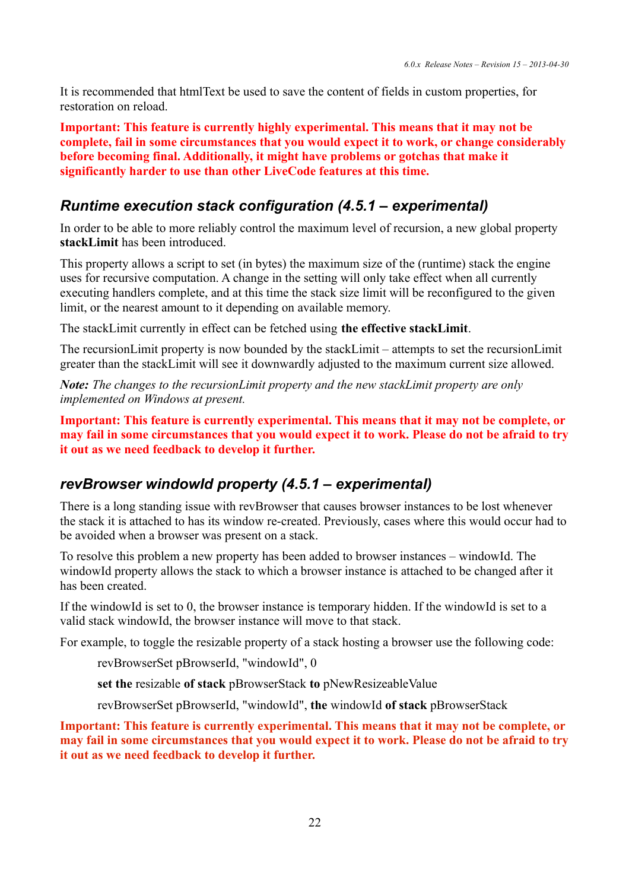It is recommended that htmlText be used to save the content of fields in custom properties, for restoration on reload.

**Important: This feature is currently highly experimental. This means that it may not be complete, fail in some circumstances that you would expect it to work, or change considerably before becoming final. Additionally, it might have problems or gotchas that make it significantly harder to use than other LiveCode features at this time.**

## *Runtime execution stack configuration (4.5.1 – experimental)*

In order to be able to more reliably control the maximum level of recursion, a new global property **stackLimit** has been introduced.

This property allows a script to set (in bytes) the maximum size of the (runtime) stack the engine uses for recursive computation. A change in the setting will only take effect when all currently executing handlers complete, and at this time the stack size limit will be reconfigured to the given limit, or the nearest amount to it depending on available memory.

The stackLimit currently in effect can be fetched using **the effective stackLimit**.

The recursionLimit property is now bounded by the stackLimit – attempts to set the recursionLimit greater than the stackLimit will see it downwardly adjusted to the maximum current size allowed.

***Note:*** *The changes to the recursionLimit property and the new stackLimit property are only implemented on Windows at present.*

**Important: This feature is currently experimental. This means that it may not be complete, or may fail in some circumstances that you would expect it to work. Please do not be afraid to try it out as we need feedback to develop it further.**

## *revBrowser windowId property (4.5.1 – experimental)*

There is a long standing issue with revBrowser that causes browser instances to be lost whenever the stack it is attached to has its window re-created. Previously, cases where this would occur had to be avoided when a browser was present on a stack.

To resolve this problem a new property has been added to browser instances – windowId. The windowId property allows the stack to which a browser instance is attached to be changed after it has been created.

If the windowId is set to 0, the browser instance is temporary hidden. If the windowId is set to a valid stack windowId, the browser instance will move to that stack.

For example, to toggle the resizable property of a stack hosting a browser use the following code:

```
revBrowserSet pBrowserId, "windowId", 0
set the resizable of stack pBrowserStack to pNewResizeableValue
revBrowserSet pBrowserId, "windowId", the windowId of stack pBrowserStack
```

**Important: This feature is currently experimental. This means that it may not be complete, or may fail in some circumstances that you would expect it to work. Please do not be afraid to try it out as we need feedback to develop it further.**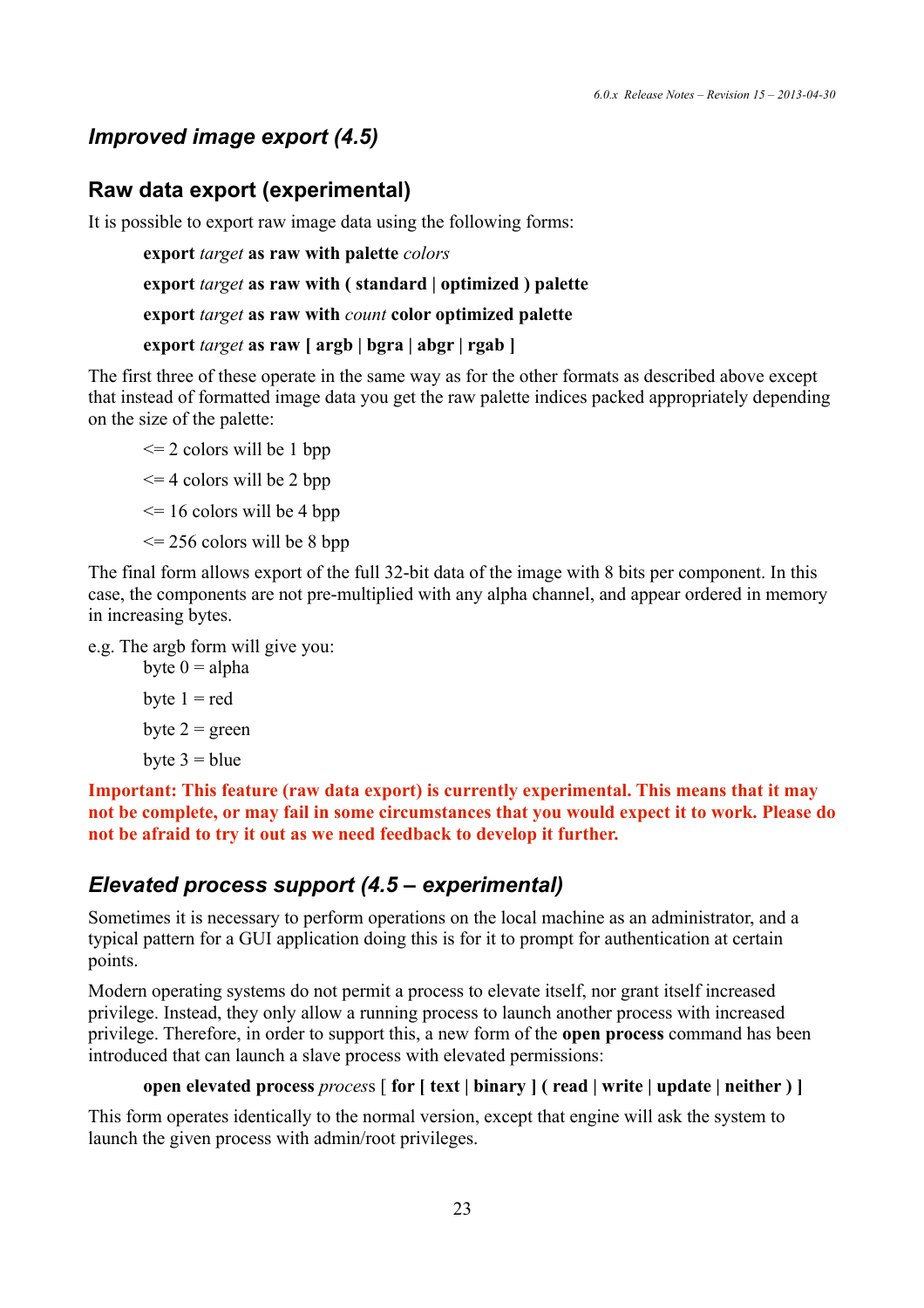## *Improved image export (4.5)*

### Raw data export (experimental)

It is possible to export raw image data using the following forms:

> **export** *target* **as raw with palette** *colors*
>
> **export** *target* **as raw with ( standard | optimized ) palette**
>
> **export** *target* **as raw with** *count* **color optimized palette**
>
> **export** *target* **as raw [ argb | bgra | abgr | rgab ]**

The first three of these operate in the same way as for the other formats as described above except that instead of formatted image data you get the raw palette indices packed appropriately depending on the size of the palette:

> <= 2 colors will be 1 bpp
>
> <= 4 colors will be 2 bpp
>
> <= 16 colors will be 4 bpp
>
> <= 256 colors will be 8 bpp

The final form allows export of the full 32-bit data of the image with 8 bits per component. In this case, the components are not pre-multiplied with any alpha channel, and appear ordered in memory in increasing bytes.

e.g. The argb form will give you:

> byte 0 = alpha
>
> byte 1 = red
>
> byte 2 = green
>
> byte 3 = blue

**Important: This feature (raw data export) is currently experimental. This means that it may not be complete, or may fail in some circumstances that you would expect it to work. Please do not be afraid to try it out as we need feedback to develop it further.**

## *Elevated process support (4.5 – experimental)*

Sometimes it is necessary to perform operations on the local machine as an administrator, and a typical pattern for a GUI application doing this is for it to prompt for authentication at certain points.

Modern operating systems do not permit a process to elevate itself, nor grant itself increased privilege. Instead, they only allow a running process to launch another process with increased privilege. Therefore, in order to support this, a new form of the **open process** command has been introduced that can launch a slave process with elevated permissions:

> **open elevated process** *process* [ **for [ text | binary ] ( read | write | update | neither ) ]**

This form operates identically to the normal version, except that engine will ask the system to launch the given process with admin/root privileges.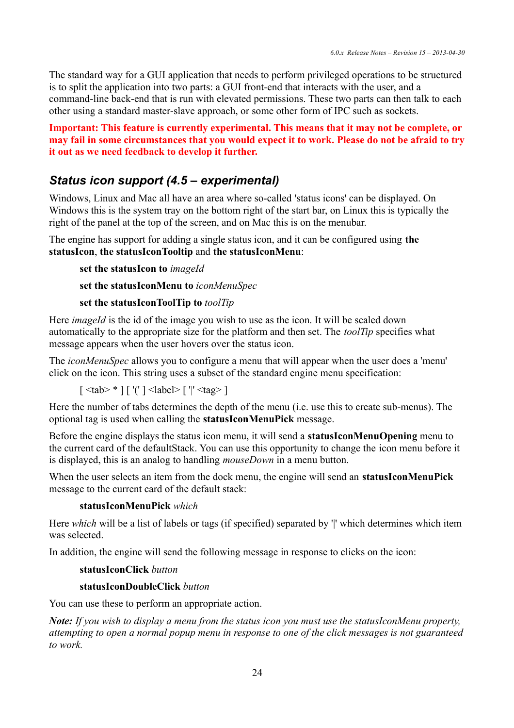The standard way for a GUI application that needs to perform privileged operations to be structured is to split the application into two parts: a GUI front-end that interacts with the user, and a command-line back-end that is run with elevated permissions. These two parts can then talk to each other using a standard master-slave approach, or some other form of IPC such as sockets.

**Important: This feature is currently experimental. This means that it may not be complete, or may fail in some circumstances that you would expect it to work. Please do not be afraid to try it out as we need feedback to develop it further.**

## Status icon support (4.5 – experimental)

Windows, Linux and Mac all have an area where so-called 'status icons' can be displayed. On Windows this is the system tray on the bottom right of the start bar, on Linux this is typically the right of the panel at the top of the screen, and on Mac this is on the menubar.

The engine has support for adding a single status icon, and it can be configured using **the statusIcon**, **the statusIconTooltip** and **the statusIconMenu**:

> **set the statusIcon to** *imageId*
>
> **set the statusIconMenu to** *iconMenuSpec*
>
> **set the statusIconToolTip to** *toolTip*

Here *imageId* is the id of the image you wish to use as the icon. It will be scaled down automatically to the appropriate size for the platform and then set. The *toolTip* specifies what message appears when the user hovers over the status icon.

The *iconMenuSpec* allows you to configure a menu that will appear when the user does a 'menu' click on the icon. This string uses a subset of the standard engine menu specification:

> [ <tab> * ] [ '(' ] <label> [ '|' <tag> ]

Here the number of tabs determines the depth of the menu (i.e. use this to create sub-menus). The optional tag is used when calling the **statusIconMenuPick** message.

Before the engine displays the status icon menu, it will send a **statusIconMenuOpening** menu to the current card of the defaultStack. You can use this opportunity to change the icon menu before it is displayed, this is an analog to handling *mouseDown* in a menu button.

When the user selects an item from the dock menu, the engine will send an **statusIconMenuPick** message to the current card of the default stack:

> **statusIconMenuPick** *which*

Here *which* will be a list of labels or tags (if specified) separated by '|' which determines which item was selected.

In addition, the engine will send the following message in response to clicks on the icon:

> **statusIconClick** *button*
>
> **statusIconDoubleClick** *button*

You can use these to perform an appropriate action.

***Note:*** *If you wish to display a menu from the status icon you must use the statusIconMenu property, attempting to open a normal popup menu in response to one of the click messages is not guaranteed to work.*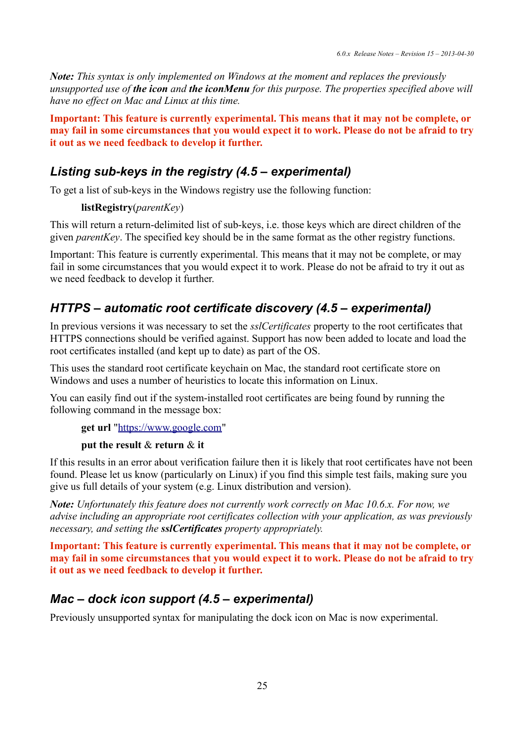***Note:*** *This syntax is only implemented on Windows at the moment and replaces the previously unsupported use of* ***the icon*** *and* ***the iconMenu*** *for this purpose. The properties specified above will have no effect on Mac and Linux at this time.*

**Important: This feature is currently experimental. This means that it may not be complete, or may fail in some circumstances that you would expect it to work. Please do not be afraid to try it out as we need feedback to develop it further.**

## *Listing sub-keys in the registry (4.5 – experimental)*

To get a list of sub-keys in the Windows registry use the following function:

**listRegistry**(*parentKey*)

This will return a return-delimited list of sub-keys, i.e. those keys which are direct children of the given *parentKey*. The specified key should be in the same format as the other registry functions.

Important: This feature is currently experimental. This means that it may not be complete, or may fail in some circumstances that you would expect it to work. Please do not be afraid to try it out as we need feedback to develop it further.

## *HTTPS – automatic root certificate discovery (4.5 – experimental)*

In previous versions it was necessary to set the *sslCertificates* property to the root certificates that HTTPS connections should be verified against. Support has now been added to locate and load the root certificates installed (and kept up to date) as part of the OS.

This uses the standard root certificate keychain on Mac, the standard root certificate store on Windows and uses a number of heuristics to locate this information on Linux.

You can easily find out if the system-installed root certificates are being found by running the following command in the message box:

**get url** "https://www.google.com"

**put the result** & **return** & **it**

If this results in an error about verification failure then it is likely that root certificates have not been found. Please let us know (particularly on Linux) if you find this simple test fails, making sure you give us full details of your system (e.g. Linux distribution and version).

***Note:*** *Unfortunately this feature does not currently work correctly on Mac 10.6.x. For now, we advise including an appropriate root certificates collection with your application, as was previously necessary, and setting the* ***sslCertificates*** *property appropriately.*

**Important: This feature is currently experimental. This means that it may not be complete, or may fail in some circumstances that you would expect it to work. Please do not be afraid to try it out as we need feedback to develop it further.**

## *Mac – dock icon support (4.5 – experimental)*

Previously unsupported syntax for manipulating the dock icon on Mac is now experimental.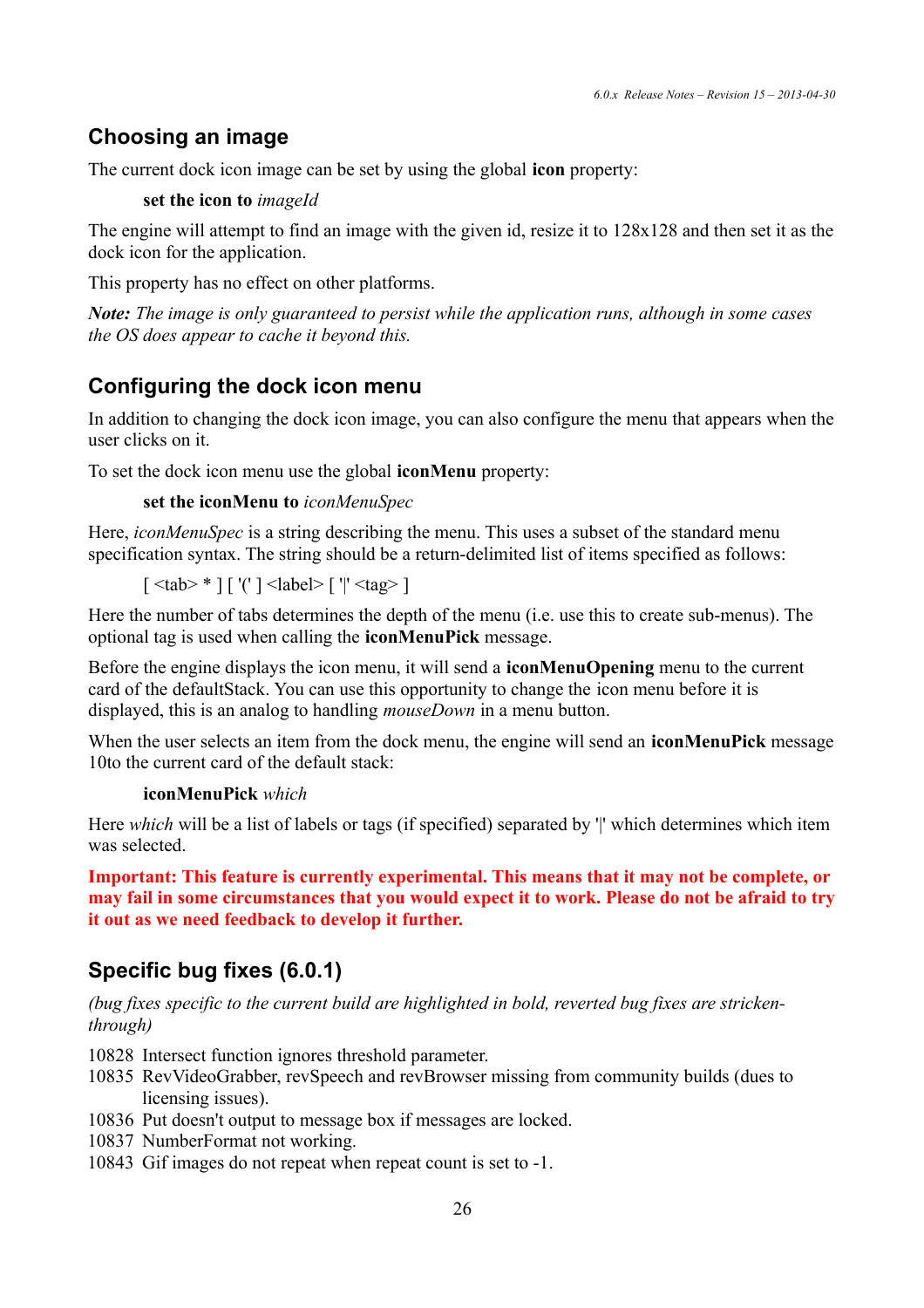## Choosing an image

The current dock icon image can be set by using the global **icon** property:

**set the icon to** *imageId*

The engine will attempt to find an image with the given id, resize it to 128x128 and then set it as the dock icon for the application.

This property has no effect on other platforms.

***Note:*** *The image is only guaranteed to persist while the application runs, although in some cases the OS does appear to cache it beyond this.*

## Configuring the dock icon menu

In addition to changing the dock icon image, you can also configure the menu that appears when the user clicks on it.

To set the dock icon menu use the global **iconMenu** property:

**set the iconMenu to** *iconMenuSpec*

Here, *iconMenuSpec* is a string describing the menu. This uses a subset of the standard menu specification syntax. The string should be a return-delimited list of items specified as follows:

[ <tab> * ] [ '(' ] <label> [ '|' <tag> ]

Here the number of tabs determines the depth of the menu (i.e. use this to create sub-menus). The optional tag is used when calling the **iconMenuPick** message.

Before the engine displays the icon menu, it will send a **iconMenuOpening** menu to the current card of the defaultStack. You can use this opportunity to change the icon menu before it is displayed, this is an analog to handling *mouseDown* in a menu button.

When the user selects an item from the dock menu, the engine will send an **iconMenuPick** message 10to the current card of the default stack:

**iconMenuPick** *which*

Here *which* will be a list of labels or tags (if specified) separated by '|' which determines which item was selected.

**Important: This feature is currently experimental. This means that it may not be complete, or may fail in some circumstances that you would expect it to work. Please do not be afraid to try it out as we need feedback to develop it further.**

## Specific bug fixes (6.0.1)

*(bug fixes specific to the current build are highlighted in bold, reverted bug fixes are stricken-through)*

10828 Intersect function ignores threshold parameter.
10835 RevVideoGrabber, revSpeech and revBrowser missing from community builds (dues to licensing issues).
10836 Put doesn't output to message box if messages are locked.
10837 NumberFormat not working.
10843 Gif images do not repeat when repeat count is set to -1.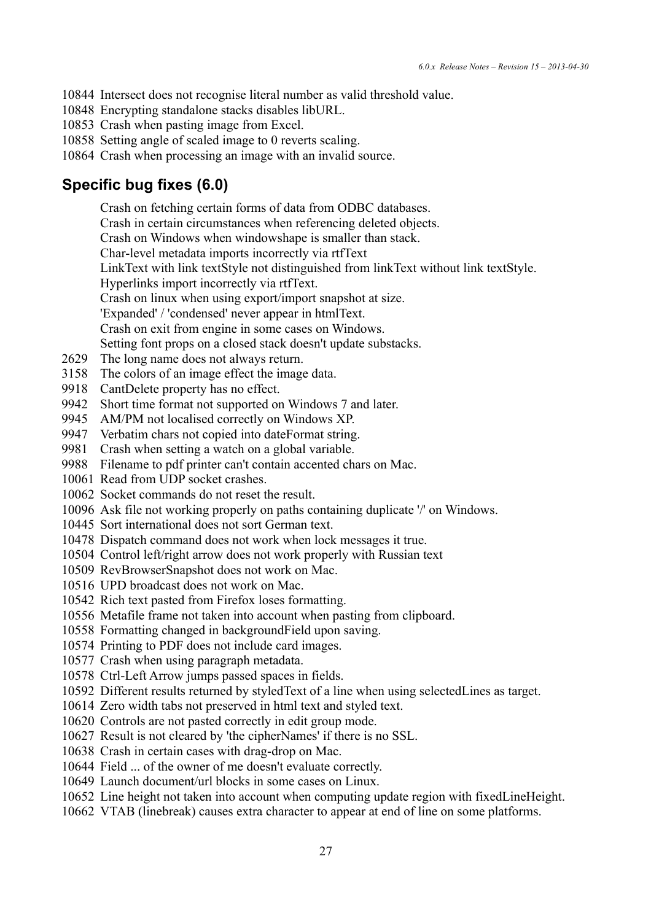10844 Intersect does not recognise literal number as valid threshold value.
10848 Encrypting standalone stacks disables libURL.
10853 Crash when pasting image from Excel.
10858 Setting angle of scaled image to 0 reverts scaling.
10864 Crash when processing an image with an invalid source.

## Specific bug fixes (6.0)

Crash on fetching certain forms of data from ODBC databases.
Crash in certain circumstances when referencing deleted objects.
Crash on Windows when windowshape is smaller than stack.
Char-level metadata imports incorrectly via rtfText
LinkText with link textStyle not distinguished from linkText without link textStyle.
Hyperlinks import incorrectly via rtfText.
Crash on linux when using export/import snapshot at size.
'Expanded' / 'condensed' never appear in htmlText.
Crash on exit from engine in some cases on Windows.
Setting font props on a closed stack doesn't update substacks.
2629 The long name does not always return.
3158 The colors of an image effect the image data.
9918 CantDelete property has no effect.
9942 Short time format not supported on Windows 7 and later.
9945 AM/PM not localised correctly on Windows XP.
9947 Verbatim chars not copied into dateFormat string.
9981 Crash when setting a watch on a global variable.
9988 Filename to pdf printer can't contain accented chars on Mac.
10061 Read from UDP socket crashes.
10062 Socket commands do not reset the result.
10096 Ask file not working properly on paths containing duplicate '/' on Windows.
10445 Sort international does not sort German text.
10478 Dispatch command does not work when lock messages it true.
10504 Control left/right arrow does not work properly with Russian text
10509 RevBrowserSnapshot does not work on Mac.
10516 UPD broadcast does not work on Mac.
10542 Rich text pasted from Firefox loses formatting.
10556 Metafile frame not taken into account when pasting from clipboard.
10558 Formatting changed in backgroundField upon saving.
10574 Printing to PDF does not include card images.
10577 Crash when using paragraph metadata.
10578 Ctrl-Left Arrow jumps passed spaces in fields.
10592 Different results returned by styledText of a line when using selectedLines as target.
10614 Zero width tabs not preserved in html text and styled text.
10620 Controls are not pasted correctly in edit group mode.
10627 Result is not cleared by 'the cipherNames' if there is no SSL.
10638 Crash in certain cases with drag-drop on Mac.
10644 Field ... of the owner of me doesn't evaluate correctly.
10649 Launch document/url blocks in some cases on Linux.
10652 Line height not taken into account when computing update region with fixedLineHeight.
10662 VTAB (linebreak) causes extra character to appear at end of line on some platforms.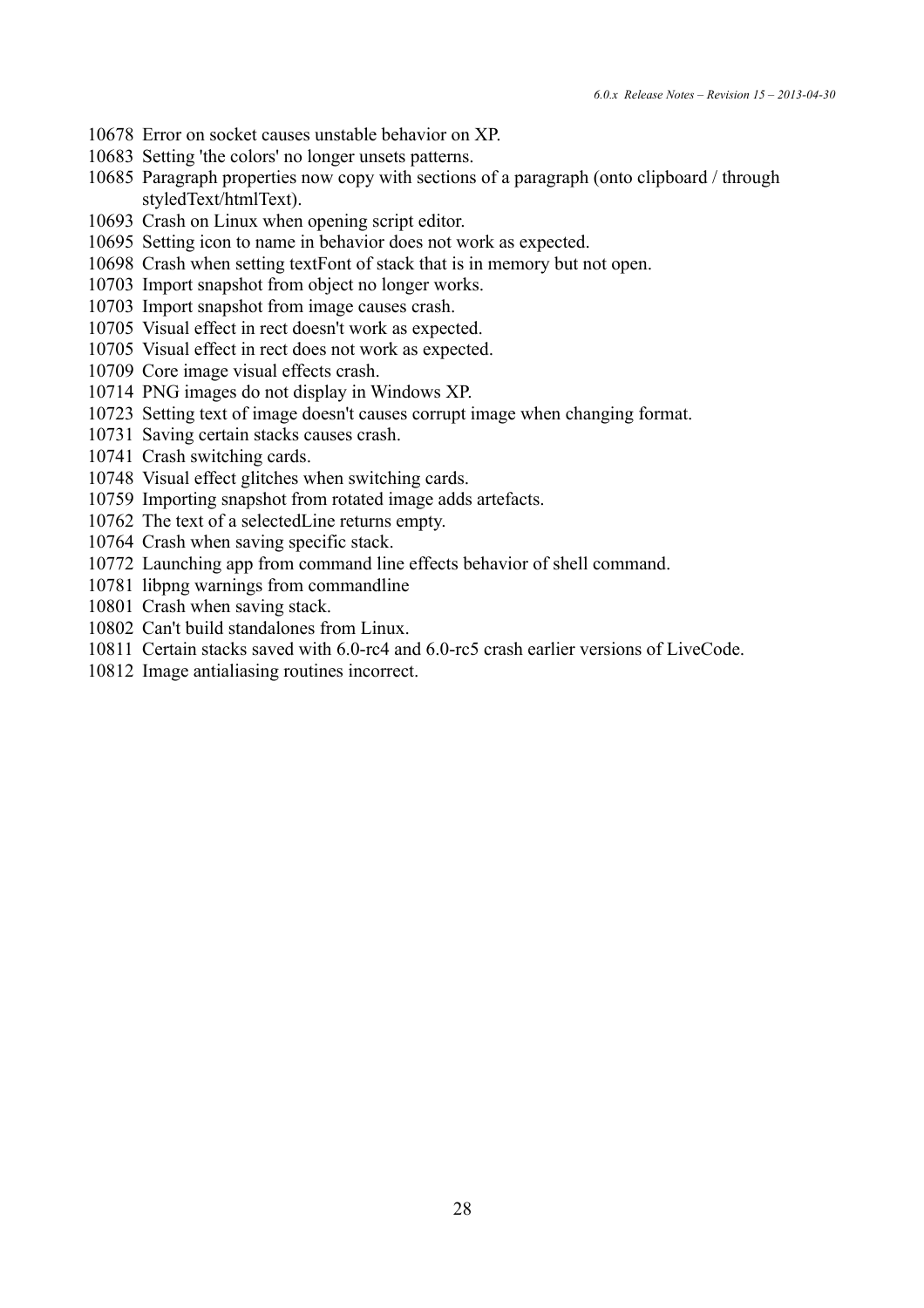10678 Error on socket causes unstable behavior on XP.
10683 Setting 'the colors' no longer unsets patterns.
10685 Paragraph properties now copy with sections of a paragraph (onto clipboard / through styledText/htmlText).
10693 Crash on Linux when opening script editor.
10695 Setting icon to name in behavior does not work as expected.
10698 Crash when setting textFont of stack that is in memory but not open.
10703 Import snapshot from object no longer works.
10703 Import snapshot from image causes crash.
10705 Visual effect in rect doesn't work as expected.
10705 Visual effect in rect does not work as expected.
10709 Core image visual effects crash.
10714 PNG images do not display in Windows XP.
10723 Setting text of image doesn't causes corrupt image when changing format.
10731 Saving certain stacks causes crash.
10741 Crash switching cards.
10748 Visual effect glitches when switching cards.
10759 Importing snapshot from rotated image adds artefacts.
10762 The text of a selectedLine returns empty.
10764 Crash when saving specific stack.
10772 Launching app from command line effects behavior of shell command.
10781 libpng warnings from commandline
10801 Crash when saving stack.
10802 Can't build standalones from Linux.
10811 Certain stacks saved with 6.0-rc4 and 6.0-rc5 crash earlier versions of LiveCode.
10812 Image antialiasing routines incorrect.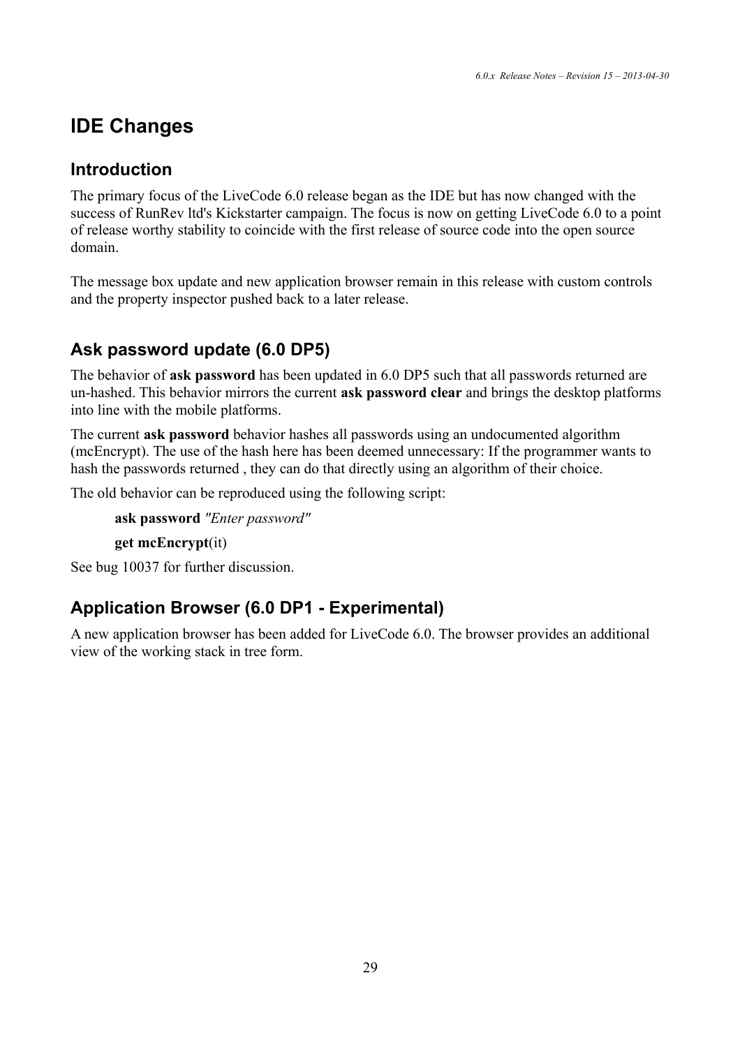# IDE Changes

## Introduction

The primary focus of the LiveCode 6.0 release began as the IDE but has now changed with the success of RunRev ltd's Kickstarter campaign. The focus is now on getting LiveCode 6.0 to a point of release worthy stability to coincide with the first release of source code into the open source domain.

The message box update and new application browser remain in this release with custom controls and the property inspector pushed back to a later release.

## Ask password update (6.0 DP5)

The behavior of **ask password** has been updated in 6.0 DP5 such that all passwords returned are un-hashed. This behavior mirrors the current **ask password clear** and brings the desktop platforms into line with the mobile platforms.

The current **ask password** behavior hashes all passwords using an undocumented algorithm (mcEncrypt). The use of the hash here has been deemed unnecessary: If the programmer wants to hash the passwords returned , they can do that directly using an algorithm of their choice.

The old behavior can be reproduced using the following script:

```
ask password "Enter password"
get mcEncrypt(it)
```

See bug 10037 for further discussion.

## Application Browser (6.0 DP1 - Experimental)

A new application browser has been added for LiveCode 6.0. The browser provides an additional view of the working stack in tree form.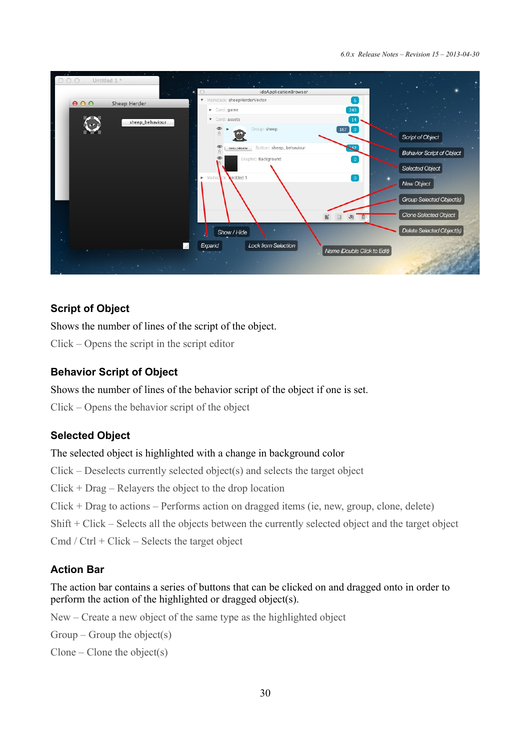## Script of Object

Shows the number of lines of the script of the object.

Click – Opens the script in the script editor

## Behavior Script of Object

Shows the number of lines of the behavior script of the object if one is set.

Click – Opens the behavior script of the object

## Selected Object

The selected object is highlighted with a change in background color

Click – Deselects currently selected object(s) and selects the target object

Click + Drag – Relayers the object to the drop location

Click + Drag to actions – Performs action on dragged items (ie, new, group, clone, delete)

Shift + Click – Selects all the objects between the currently selected object and the target object

Cmd / Ctrl + Click – Selects the target object

## Action Bar

The action bar contains a series of buttons that can be clicked on and dragged onto in order to perform the action of the highlighted or dragged object(s).

New – Create a new object of the same type as the highlighted object

Group – Group the object(s)

Clone – Clone the object(s)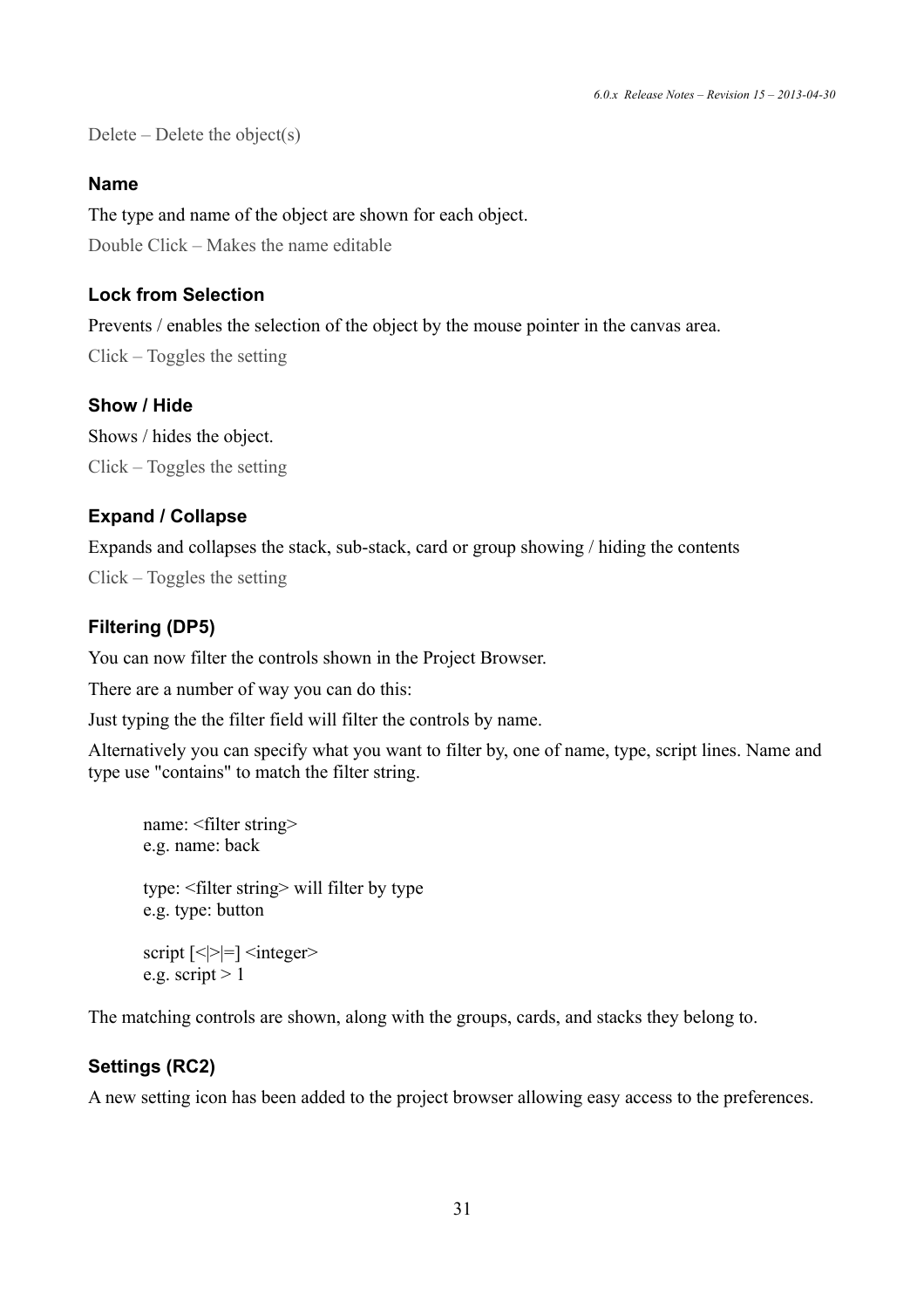Delete – Delete the object(s)

### Name

The type and name of the object are shown for each object.

Double Click – Makes the name editable

### Lock from Selection

Prevents / enables the selection of the object by the mouse pointer in the canvas area.

Click – Toggles the setting

### Show / Hide

Shows / hides the object.

Click – Toggles the setting

### Expand / Collapse

Expands and collapses the stack, sub-stack, card or group showing / hiding the contents

Click – Toggles the setting

### Filtering (DP5)

You can now filter the controls shown in the Project Browser.

There are a number of way you can do this:

Just typing the the filter field will filter the controls by name.

Alternatively you can specify what you want to filter by, one of name, type, script lines. Name and type use "contains" to match the filter string.

> name: <filter string>
> e.g. name: back
>
> type: <filter string> will filter by type
> e.g. type: button
>
> script [<|>|=] <integer>
> e.g. script > 1

The matching controls are shown, along with the groups, cards, and stacks they belong to.

### Settings (RC2)

A new setting icon has been added to the project browser allowing easy access to the preferences.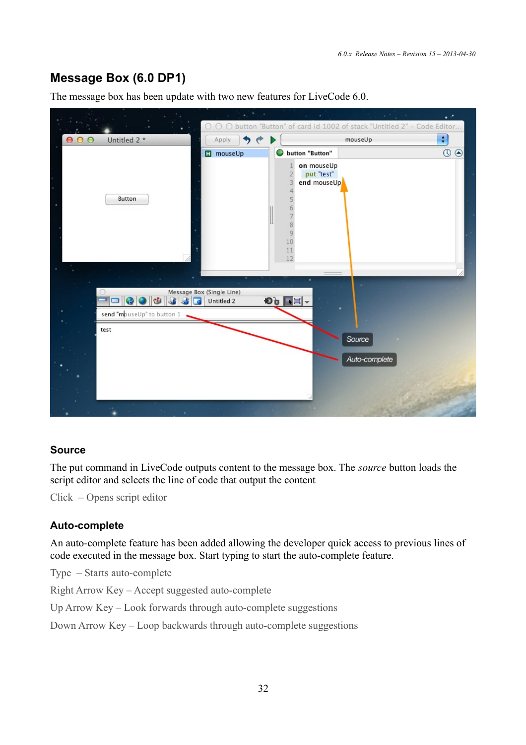## Message Box (6.0 DP1)

The message box has been update with two new features for LiveCode 6.0.

### Source

The put command in LiveCode outputs content to the message box. The *source* button loads the script editor and selects the line of code that output the content

Click – Opens script editor

### Auto-complete

An auto-complete feature has been added allowing the developer quick access to previous lines of code executed in the message box. Start typing to start the auto-complete feature.

Type – Starts auto-complete

Right Arrow Key – Accept suggested auto-complete

Up Arrow Key – Look forwards through auto-complete suggestions

Down Arrow Key – Loop backwards through auto-complete suggestions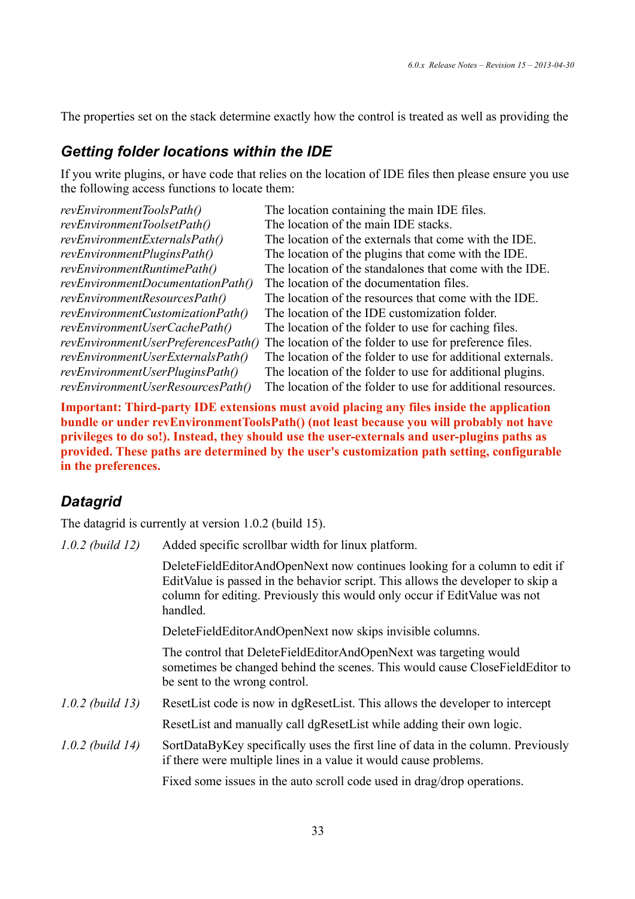The properties set on the stack determine exactly how the control is treated as well as providing the

## Getting folder locations within the IDE

If you write plugins, or have code that relies on the location of IDE files then please ensure you use the following access functions to locate them:

| | |
|---|---|
| *revEnvironmentToolsPath()* | The location containing the main IDE files. |
| *revEnvironmentToolsetPath()* | The location of the main IDE stacks. |
| *revEnvironmentExternalsPath()* | The location of the externals that come with the IDE. |
| *revEnvironmentPluginsPath()* | The location of the plugins that come with the IDE. |
| *revEnvironmentRuntimePath()* | The location of the standalones that come with the IDE. |
| *revEnvironmentDocumentationPath()* | The location of the documentation files. |
| *revEnvironmentResourcesPath()* | The location of the resources that come with the IDE. |
| *revEnvironmentCustomizationPath()* | The location of the IDE customization folder. |
| *revEnvironmentUserCachePath()* | The location of the folder to use for caching files. |
| *revEnvironmentUserPreferencesPath()* | The location of the folder to use for preference files. |
| *revEnvironmentUserExternalsPath()* | The location of the folder to use for additional externals. |
| *revEnvironmentUserPluginsPath()* | The location of the folder to use for additional plugins. |
| *revEnvironmentUserResourcesPath()* | The location of the folder to use for additional resources. |

**Important: Third-party IDE extensions must avoid placing any files inside the application bundle or under revEnvironmentToolsPath() (not least because you will probably not have privileges to do so!). Instead, they should use the user-externals and user-plugins paths as provided. These paths are determined by the user's customization path setting, configurable in the preferences.**

## Datagrid

The datagrid is currently at version 1.0.2 (build 15).

| | |
|---|---|
| *1.0.2 (build 12)* | Added specific scrollbar width for linux platform. |
| | DeleteFieldEditorAndOpenNext now continues looking for a column to edit if EditValue is passed in the behavior script. This allows the developer to skip a column for editing. Previously this would only occur if EditValue was not handled. |
| | DeleteFieldEditorAndOpenNext now skips invisible columns. |
| | The control that DeleteFieldEditorAndOpenNext was targeting would sometimes be changed behind the scenes. This would cause CloseFieldEditor to be sent to the wrong control. |
| *1.0.2 (build 13)* | ResetList code is now in dgResetList. This allows the developer to intercept |
| | ResetList and manually call dgResetList while adding their own logic. |
| *1.0.2 (build 14)* | SortDataByKey specifically uses the first line of data in the column. Previously if there were multiple lines in a value it would cause problems. |
| | Fixed some issues in the auto scroll code used in drag/drop operations. |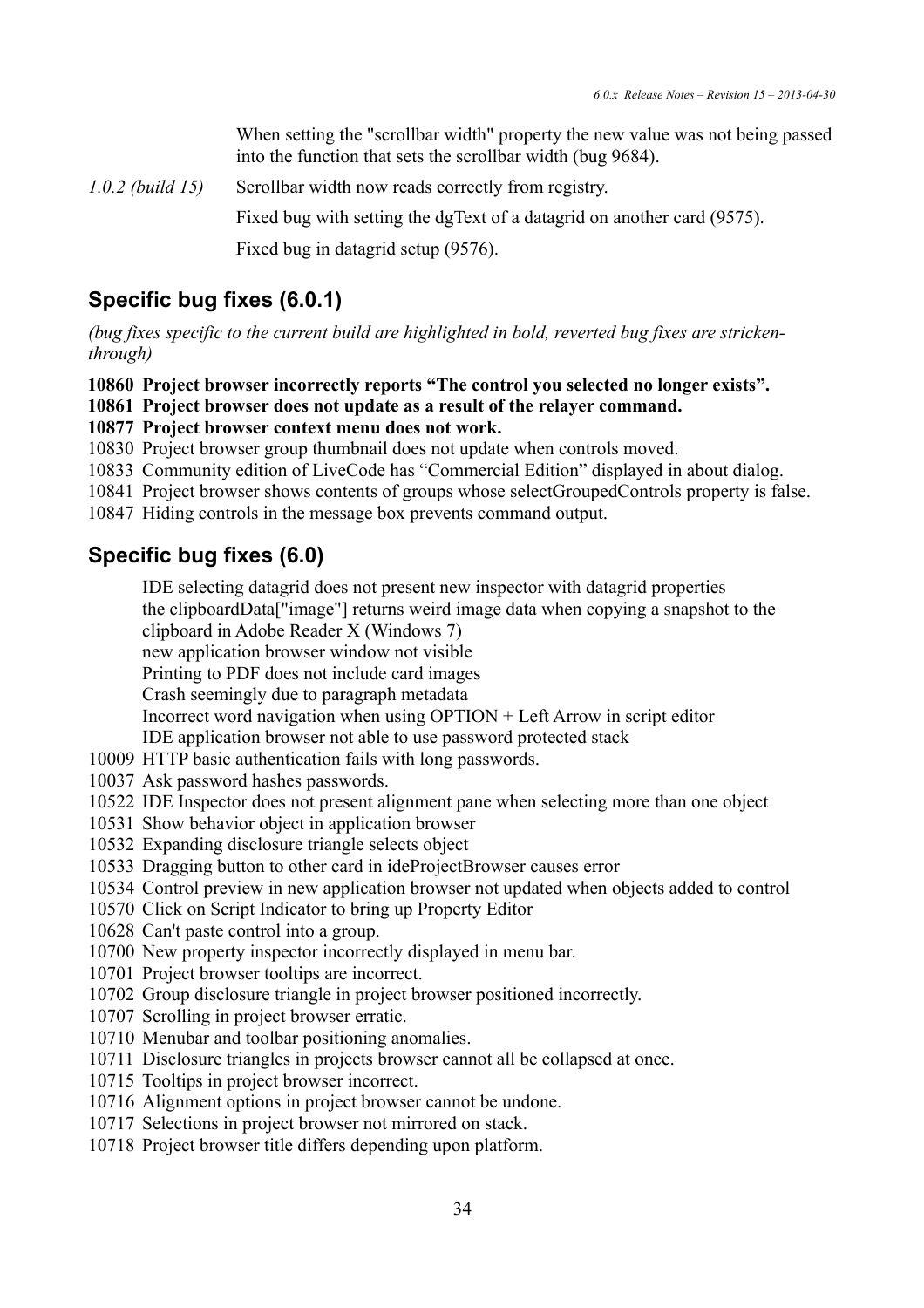When setting the "scrollbar width" property the new value was not being passed into the function that sets the scrollbar width (bug 9684).

*1.0.2 (build 15)* Scrollbar width now reads correctly from registry.

Fixed bug with setting the dgText of a datagrid on another card (9575).

Fixed bug in datagrid setup (9576).

## Specific bug fixes (6.0.1)

*(bug fixes specific to the current build are highlighted in bold, reverted bug fixes are stricken-through)*

**10860 Project browser incorrectly reports "The control you selected no longer exists".**
**10861 Project browser does not update as a result of the relayer command.**
**10877 Project browser context menu does not work.**
10830 Project browser group thumbnail does not update when controls moved.
10833 Community edition of LiveCode has "Commercial Edition" displayed in about dialog.
10841 Project browser shows contents of groups whose selectGroupedControls property is false.
10847 Hiding controls in the message box prevents command output.

## Specific bug fixes (6.0)

IDE selecting datagrid does not present new inspector with datagrid properties
the clipboardData["image"] returns weird image data when copying a snapshot to the clipboard in Adobe Reader X (Windows 7)
new application browser window not visible
Printing to PDF does not include card images
Crash seemingly due to paragraph metadata
Incorrect word navigation when using OPTION + Left Arrow in script editor
IDE application browser not able to use password protected stack
10009 HTTP basic authentication fails with long passwords.
10037 Ask password hashes passwords.
10522 IDE Inspector does not present alignment pane when selecting more than one object
10531 Show behavior object in application browser
10532 Expanding disclosure triangle selects object
10533 Dragging button to other card in ideProjectBrowser causes error
10534 Control preview in new application browser not updated when objects added to control
10570 Click on Script Indicator to bring up Property Editor
10628 Can't paste control into a group.
10700 New property inspector incorrectly displayed in menu bar.
10701 Project browser tooltips are incorrect.
10702 Group disclosure triangle in project browser positioned incorrectly.
10707 Scrolling in project browser erratic.
10710 Menubar and toolbar positioning anomalies.
10711 Disclosure triangles in projects browser cannot all be collapsed at once.
10715 Tooltips in project browser incorrect.
10716 Alignment options in project browser cannot be undone.
10717 Selections in project browser not mirrored on stack.
10718 Project browser title differs depending upon platform.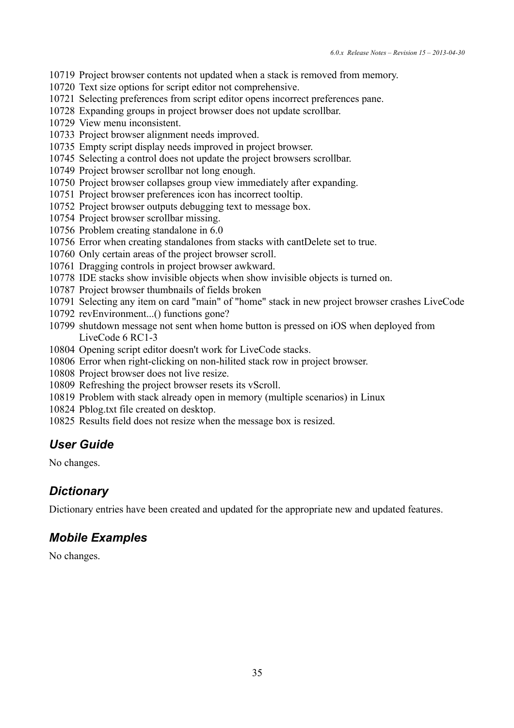10719 Project browser contents not updated when a stack is removed from memory.
10720 Text size options for script editor not comprehensive.
10721 Selecting preferences from script editor opens incorrect preferences pane.
10728 Expanding groups in project browser does not update scrollbar.
10729 View menu inconsistent.
10733 Project browser alignment needs improved.
10735 Empty script display needs improved in project browser.
10745 Selecting a control does not update the project browsers scrollbar.
10749 Project browser scrollbar not long enough.
10750 Project browser collapses group view immediately after expanding.
10751 Project browser preferences icon has incorrect tooltip.
10752 Project browser outputs debugging text to message box.
10754 Project browser scrollbar missing.
10756 Problem creating standalone in 6.0
10756 Error when creating standalones from stacks with cantDelete set to true.
10760 Only certain areas of the project browser scroll.
10761 Dragging controls in project browser awkward.
10778 IDE stacks show invisible objects when show invisible objects is turned on.
10787 Project browser thumbnails of fields broken
10791 Selecting any item on card "main" of "home" stack in new project browser crashes LiveCode
10792 revEnvironment...() functions gone?
10799 shutdown message not sent when home button is pressed on iOS when deployed from LiveCode 6 RC1-3
10804 Opening script editor doesn't work for LiveCode stacks.
10806 Error when right-clicking on non-hilited stack row in project browser.
10808 Project browser does not live resize.
10809 Refreshing the project browser resets its vScroll.
10819 Problem with stack already open in memory (multiple scenarios) in Linux
10824 Pblog.txt file created on desktop.
10825 Results field does not resize when the message box is resized.

### *User Guide*

No changes.

### *Dictionary*

Dictionary entries have been created and updated for the appropriate new and updated features.

### *Mobile Examples*

No changes.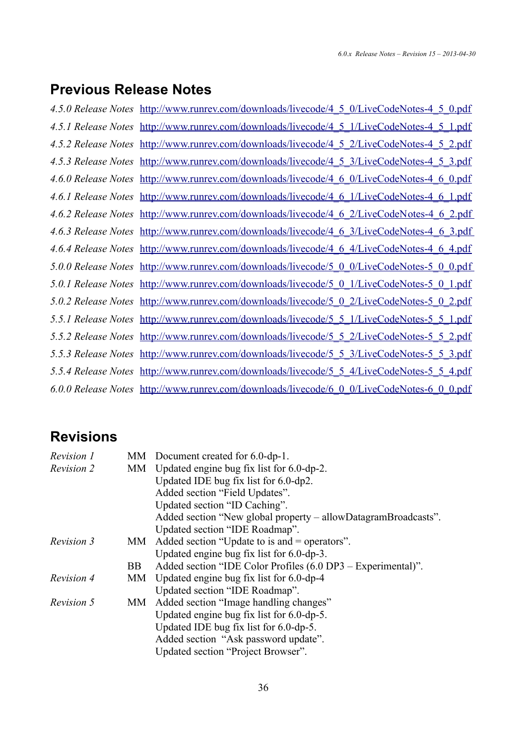## Previous Release Notes

| | |
|---|---|
| *4.5.0 Release Notes* | http://www.runrev.com/downloads/livecode/4_5_0/LiveCodeNotes-4_5_0.pdf |
| *4.5.1 Release Notes* | http://www.runrev.com/downloads/livecode/4_5_1/LiveCodeNotes-4_5_1.pdf |
| *4.5.2 Release Notes* | http://www.runrev.com/downloads/livecode/4_5_2/LiveCodeNotes-4_5_2.pdf |
| *4.5.3 Release Notes* | http://www.runrev.com/downloads/livecode/4_5_3/LiveCodeNotes-4_5_3.pdf |
| *4.6.0 Release Notes* | http://www.runrev.com/downloads/livecode/4_6_0/LiveCodeNotes-4_6_0.pdf |
| *4.6.1 Release Notes* | http://www.runrev.com/downloads/livecode/4_6_1/LiveCodeNotes-4_6_1.pdf |
| *4.6.2 Release Notes* | http://www.runrev.com/downloads/livecode/4_6_2/LiveCodeNotes-4_6_2.pdf |
| *4.6.3 Release Notes* | http://www.runrev.com/downloads/livecode/4_6_3/LiveCodeNotes-4_6_3.pdf |
| *4.6.4 Release Notes* | http://www.runrev.com/downloads/livecode/4_6_4/LiveCodeNotes-4_6_4.pdf |
| *5.0.0 Release Notes* | http://www.runrev.com/downloads/livecode/5_0_0/LiveCodeNotes-5_0_0.pdf |
| *5.0.1 Release Notes* | http://www.runrev.com/downloads/livecode/5_0_1/LiveCodeNotes-5_0_1.pdf |
| *5.0.2 Release Notes* | http://www.runrev.com/downloads/livecode/5_0_2/LiveCodeNotes-5_0_2.pdf |
| *5.5.1 Release Notes* | http://www.runrev.com/downloads/livecode/5_5_1/LiveCodeNotes-5_5_1.pdf |
| *5.5.2 Release Notes* | http://www.runrev.com/downloads/livecode/5_5_2/LiveCodeNotes-5_5_2.pdf |
| *5.5.3 Release Notes* | http://www.runrev.com/downloads/livecode/5_5_3/LiveCodeNotes-5_5_3.pdf |
| *5.5.4 Release Notes* | http://www.runrev.com/downloads/livecode/5_5_4/LiveCodeNotes-5_5_4.pdf |
| *6.0.0 Release Notes* | http://www.runrev.com/downloads/livecode/6_0_0/LiveCodeNotes-6_0_0.pdf |

## Revisions

| | | |
|---|---|---|
| *Revision 1* | MM | Document created for 6.0-dp-1. |
| *Revision 2* | MM | Updated engine bug fix list for 6.0-dp-2.<br>Updated IDE bug fix list for 6.0-dp2.<br>Added section "Field Updates".<br>Updated section "ID Caching".<br>Added section "New global property – allowDatagramBroadcasts".<br>Updated section "IDE Roadmap". |
| *Revision 3* | MM | Added section "Update to is and = operators".<br>Updated engine bug fix list for 6.0-dp-3. |
| | BB | Added section "IDE Color Profiles (6.0 DP3 – Experimental)". |
| *Revision 4* | MM | Updated engine bug fix list for 6.0-dp-4<br>Updated section "IDE Roadmap". |
| *Revision 5* | MM | Added section "Image handling changes"<br>Updated engine bug fix list for 6.0-dp-5.<br>Updated IDE bug fix list for 6.0-dp-5.<br>Added section "Ask password update".<br>Updated section "Project Browser". |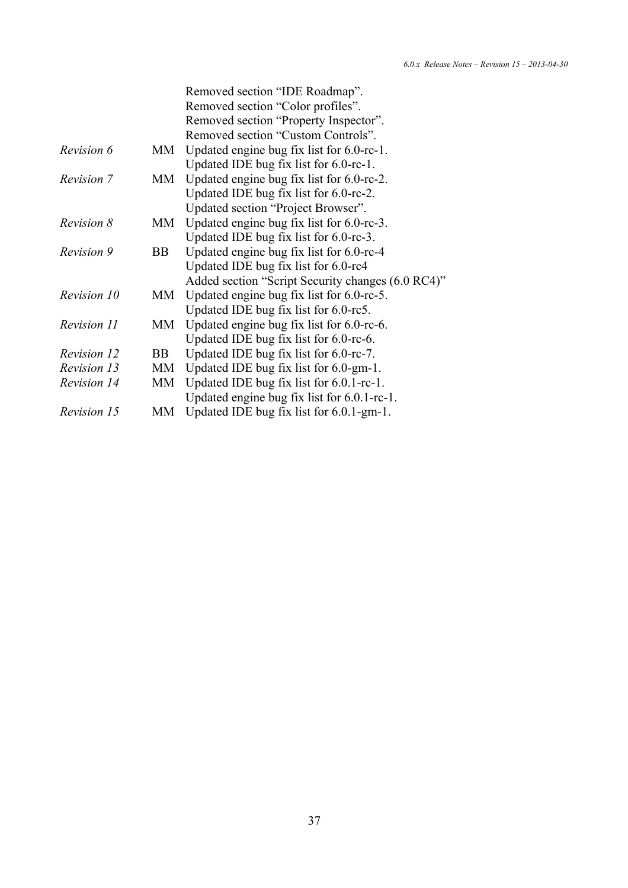| | | |
|---|---|---|
| | | Removed section "IDE Roadmap". |
| | | Removed section "Color profiles". |
| | | Removed section "Property Inspector". |
| | | Removed section "Custom Controls". |
| *Revision 6* | MM | Updated engine bug fix list for 6.0-rc-1. |
| | | Updated IDE bug fix list for 6.0-rc-1. |
| *Revision 7* | MM | Updated engine bug fix list for 6.0-rc-2. |
| | | Updated IDE bug fix list for 6.0-rc-2. |
| | | Updated section "Project Browser". |
| *Revision 8* | MM | Updated engine bug fix list for 6.0-rc-3. |
| | | Updated IDE bug fix list for 6.0-rc-3. |
| *Revision 9* | BB | Updated engine bug fix list for 6.0-rc-4 |
| | | Updated IDE bug fix list for 6.0-rc4 |
| | | Added section "Script Security changes (6.0 RC4)" |
| *Revision 10* | MM | Updated engine bug fix list for 6.0-rc-5. |
| | | Updated IDE bug fix list for 6.0-rc5. |
| *Revision 11* | MM | Updated engine bug fix list for 6.0-rc-6. |
| | | Updated IDE bug fix list for 6.0-rc-6. |
| *Revision 12* | BB | Updated IDE bug fix list for 6.0-rc-7. |
| *Revision 13* | MM | Updated IDE bug fix list for 6.0-gm-1. |
| *Revision 14* | MM | Updated IDE bug fix list for 6.0.1-rc-1. |
| | | Updated engine bug fix list for 6.0.1-rc-1. |
| *Revision 15* | MM | Updated IDE bug fix list for 6.0.1-gm-1. |